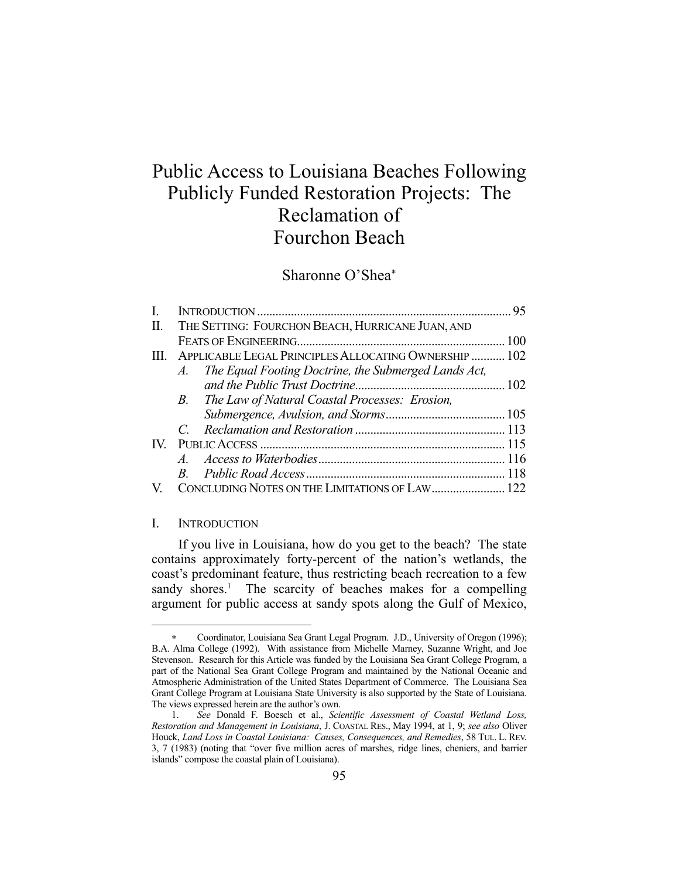# Public Access to Louisiana Beaches Following Publicly Funded Restoration Projects: The Reclamation of Fourchon Beach

Sharonne O'Shea*

| | | |
|---|---|---|
| I. | INTRODUCTION | 95 |
| II. | THE SETTING: FOURCHON BEACH, HURRICANE JUAN, AND FEATS OF ENGINEERING | 100 |
| III. | APPLICABLE LEGAL PRINCIPLES ALLOCATING OWNERSHIP | 102 |
| | *A. The Equal Footing Doctrine, the Submerged Lands Act, and the Public Trust Doctrine* | 102 |
| | *B. The Law of Natural Coastal Processes: Erosion, Submergence, Avulsion, and Storms* | 105 |
| | *C. Reclamation and Restoration* | 113 |
| IV. | PUBLIC ACCESS | 115 |
| | *A. Access to Waterbodies* | 116 |
| | *B. Public Road Access* | 118 |
| V. | CONCLUDING NOTES ON THE LIMITATIONS OF LAW | 122 |

## I. INTRODUCTION

If you live in Louisiana, how do you get to the beach? The state contains approximately forty-percent of the nation's wetlands, the coast's predominant feature, thus restricting beach recreation to a few sandy shores.[1] The scarcity of beaches makes for a compelling argument for public access at sandy spots along the Gulf of Mexico,

---

\* Coordinator, Louisiana Sea Grant Legal Program. J.D., University of Oregon (1996); B.A. Alma College (1992). With assistance from Michelle Marney, Suzanne Wright, and Joe Stevenson. Research for this Article was funded by the Louisiana Sea Grant College Program, a part of the National Sea Grant College Program and maintained by the National Oceanic and Atmospheric Administration of the United States Department of Commerce. The Louisiana Sea Grant College Program at Louisiana State University is also supported by the State of Louisiana. The views expressed herein are the author's own.

1. *See* Donald F. Boesch et al., *Scientific Assessment of Coastal Wetland Loss, Restoration and Management in Louisiana*, J. COASTAL RES., May 1994, at 1, 9; *see also* Oliver Houck, *Land Loss in Coastal Louisiana: Causes, Consequences, and Remedies*, 58 TUL. L. REV. 3, 7 (1983) (noting that "over five million acres of marshes, ridge lines, cheniers, and barrier islands" compose the coastal plain of Louisiana).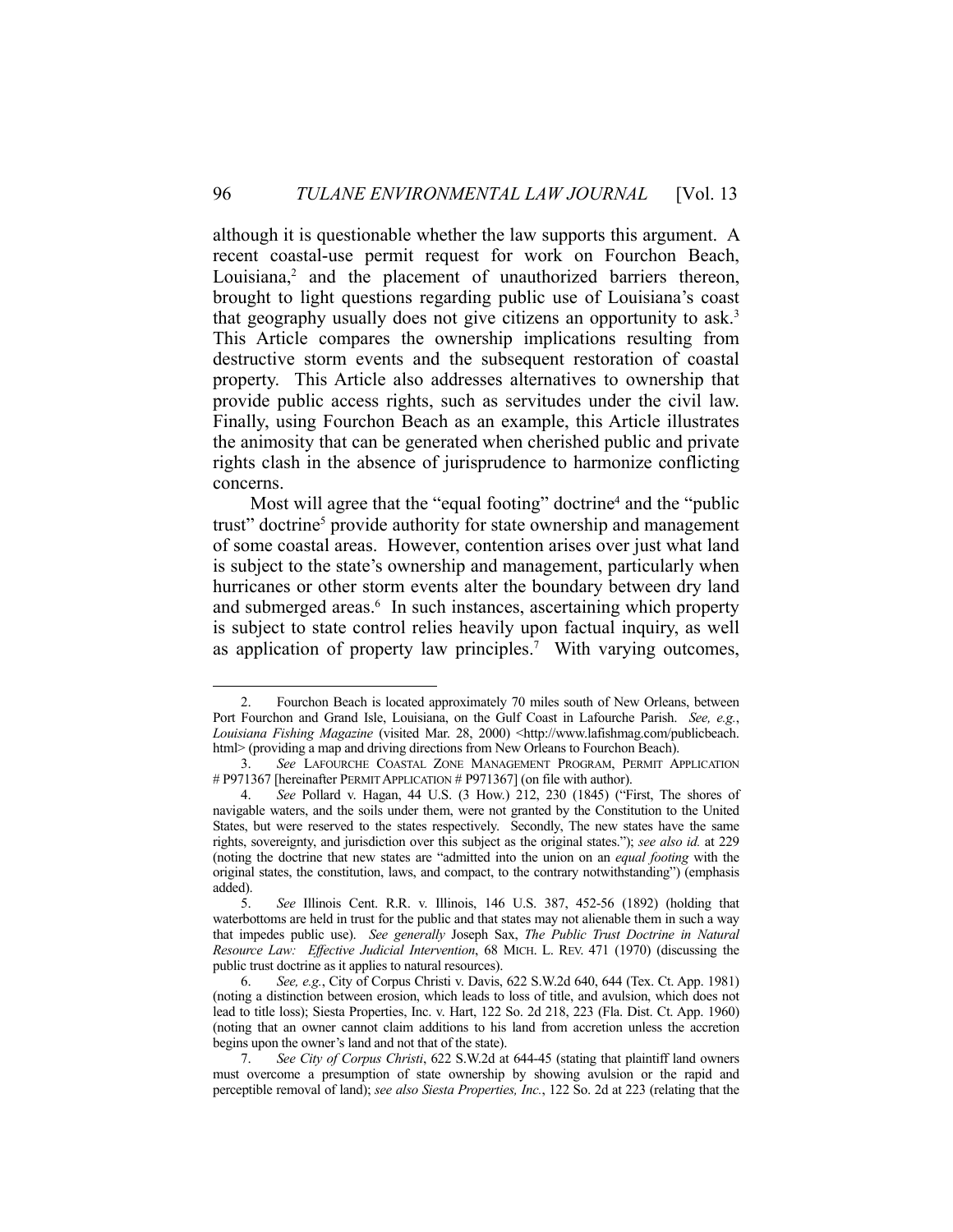although it is questionable whether the law supports this argument. A recent coastal-use permit request for work on Fourchon Beach, Louisiana,[2] and the placement of unauthorized barriers thereon, brought to light questions regarding public use of Louisiana's coast that geography usually does not give citizens an opportunity to ask.[3] This Article compares the ownership implications resulting from destructive storm events and the subsequent restoration of coastal property. This Article also addresses alternatives to ownership that provide public access rights, such as servitudes under the civil law. Finally, using Fourchon Beach as an example, this Article illustrates the animosity that can be generated when cherished public and private rights clash in the absence of jurisprudence to harmonize conflicting concerns.

Most will agree that the "equal footing" doctrine[4] and the "public trust" doctrine[5] provide authority for state ownership and management of some coastal areas. However, contention arises over just what land is subject to the state's ownership and management, particularly when hurricanes or other storm events alter the boundary between dry land and submerged areas.[6] In such instances, ascertaining which property is subject to state control relies heavily upon factual inquiry, as well as application of property law principles.[7] With varying outcomes,

---

2. Fourchon Beach is located approximately 70 miles south of New Orleans, between Port Fourchon and Grand Isle, Louisiana, on the Gulf Coast in Lafourche Parish. *See, e.g.*, *Louisiana Fishing Magazine* (visited Mar. 28, 2000) <http://www.lafishmag.com/publicbeach.html> (providing a map and driving directions from New Orleans to Fourchon Beach).

3. *See* LAFOURCHE COASTAL ZONE MANAGEMENT PROGRAM, PERMIT APPLICATION # P971367 [hereinafter PERMIT APPLICATION # P971367] (on file with author).

4. *See* Pollard v. Hagan, 44 U.S. (3 How.) 212, 230 (1845) ("First, The shores of navigable waters, and the soils under them, were not granted by the Constitution to the United States, but were reserved to the states respectively. Secondly, The new states have the same rights, sovereignty, and jurisdiction over this subject as the original states."); *see also id.* at 229 (noting the doctrine that new states are "admitted into the union on an *equal footing* with the original states, the constitution, laws, and compact, to the contrary notwithstanding") (emphasis added).

5. *See* Illinois Cent. R.R. v. Illinois, 146 U.S. 387, 452-56 (1892) (holding that waterbottoms are held in trust for the public and that states may not alienable them in such a way that impedes public use). *See generally* Joseph Sax, *The Public Trust Doctrine in Natural Resource Law: Effective Judicial Intervention*, 68 MICH. L. REV. 471 (1970) (discussing the public trust doctrine as it applies to natural resources).

6. *See, e.g.*, City of Corpus Christi v. Davis, 622 S.W.2d 640, 644 (Tex. Ct. App. 1981) (noting a distinction between erosion, which leads to loss of title, and avulsion, which does not lead to title loss); Siesta Properties, Inc. v. Hart, 122 So. 2d 218, 223 (Fla. Dist. Ct. App. 1960) (noting that an owner cannot claim additions to his land from accretion unless the accretion begins upon the owner's land and not that of the state).

7. *See City of Corpus Christi*, 622 S.W.2d at 644-45 (stating that plaintiff land owners must overcome a presumption of state ownership by showing avulsion or the rapid and perceptible removal of land); *see also Siesta Properties, Inc.*, 122 So. 2d at 223 (relating that the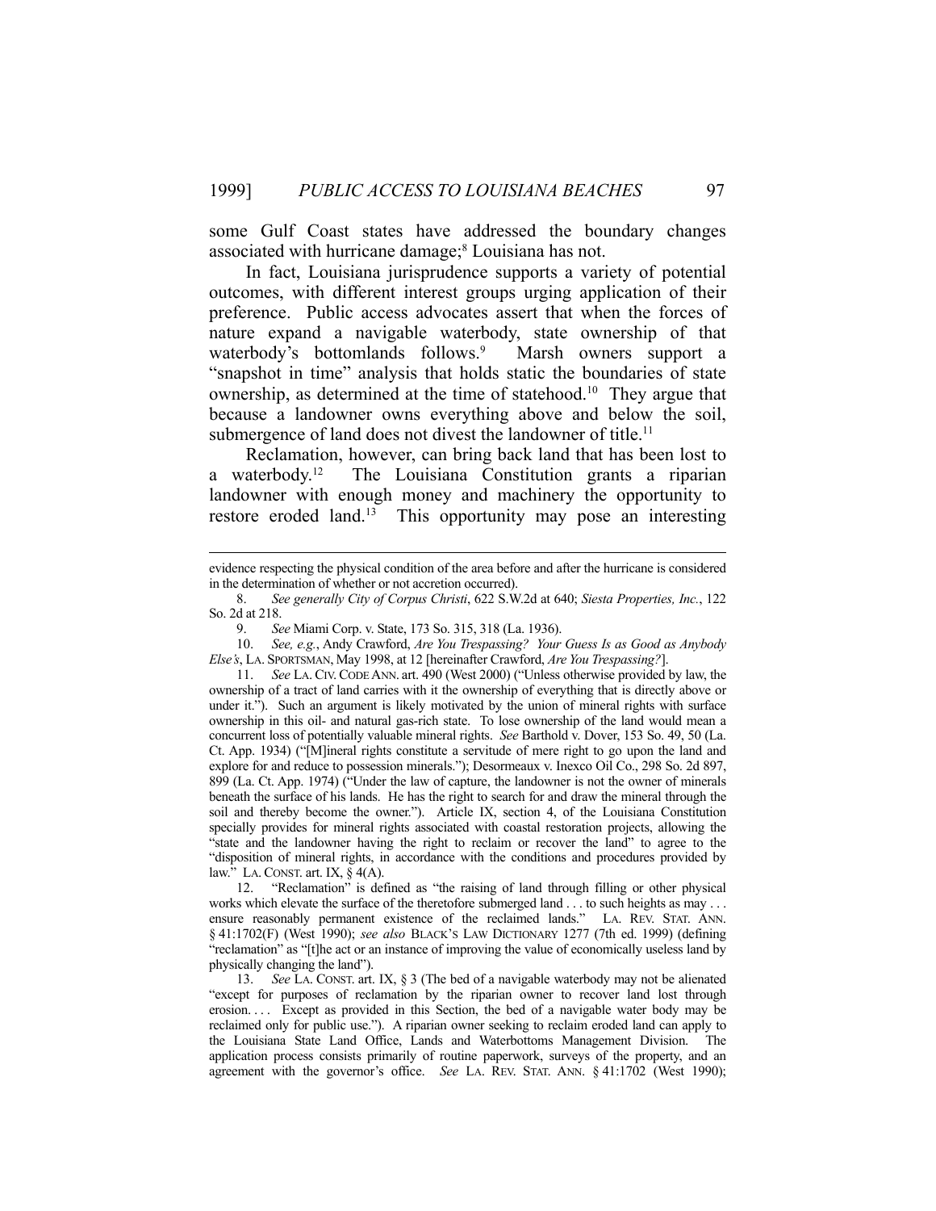some Gulf Coast states have addressed the boundary changes associated with hurricane damage;[8] Louisiana has not.

In fact, Louisiana jurisprudence supports a variety of potential outcomes, with different interest groups urging application of their preference. Public access advocates assert that when the forces of nature expand a navigable waterbody, state ownership of that waterbody's bottomlands follows.[9] Marsh owners support a "snapshot in time" analysis that holds static the boundaries of state ownership, as determined at the time of statehood.[10] They argue that because a landowner owns everything above and below the soil, submergence of land does not divest the landowner of title.[11]

Reclamation, however, can bring back land that has been lost to a waterbody.[12] The Louisiana Constitution grants a riparian landowner with enough money and machinery the opportunity to restore eroded land.[13] This opportunity may pose an interesting

---

evidence respecting the physical condition of the area before and after the hurricane is considered in the determination of whether or not accretion occurred).

8. *See generally City of Corpus Christi*, 622 S.W.2d at 640; *Siesta Properties, Inc.*, 122 So. 2d at 218.

9. *See* Miami Corp. v. State, 173 So. 315, 318 (La. 1936).

10. *See, e.g.*, Andy Crawford, *Are You Trespassing? Your Guess Is as Good as Anybody Else's*, LA. SPORTSMAN, May 1998, at 12 [hereinafter Crawford, *Are You Trespassing?*].

11. *See* LA. CIV. CODE ANN. art. 490 (West 2000) ("Unless otherwise provided by law, the ownership of a tract of land carries with it the ownership of everything that is directly above or under it."). Such an argument is likely motivated by the union of mineral rights with surface ownership in this oil- and natural gas-rich state. To lose ownership of the land would mean a concurrent loss of potentially valuable mineral rights. *See* Barthold v. Dover, 153 So. 49, 50 (La. Ct. App. 1934) ("[M]ineral rights constitute a servitude of mere right to go upon the land and explore for and reduce to possession minerals."); Desormeaux v. Inexco Oil Co., 298 So. 2d 897, 899 (La. Ct. App. 1974) ("Under the law of capture, the landowner is not the owner of minerals beneath the surface of his lands. He has the right to search for and draw the mineral through the soil and thereby become the owner."). Article IX, section 4, of the Louisiana Constitution specially provides for mineral rights associated with coastal restoration projects, allowing the "state and the landowner having the right to reclaim or recover the land" to agree to the "disposition of mineral rights, in accordance with the conditions and procedures provided by law." LA. CONST. art. IX, § 4(A).

12. "Reclamation" is defined as "the raising of land through filling or other physical works which elevate the surface of the theretofore submerged land . . . to such heights as may . . . ensure reasonably permanent existence of the reclaimed lands." LA. REV. STAT. ANN. § 41:1702(F) (West 1990); *see also* BLACK'S LAW DICTIONARY 1277 (7th ed. 1999) (defining "reclamation" as "[t]he act or an instance of improving the value of economically useless land by physically changing the land").

13. *See* LA. CONST. art. IX, § 3 (The bed of a navigable waterbody may not be alienated "except for purposes of reclamation by the riparian owner to recover land lost through erosion. . . . Except as provided in this Section, the bed of a navigable water body may be reclaimed only for public use."). A riparian owner seeking to reclaim eroded land can apply to the Louisiana State Land Office, Lands and Waterbottoms Management Division. The application process consists primarily of routine paperwork, surveys of the property, and an agreement with the governor's office. *See* LA. REV. STAT. ANN. § 41:1702 (West 1990);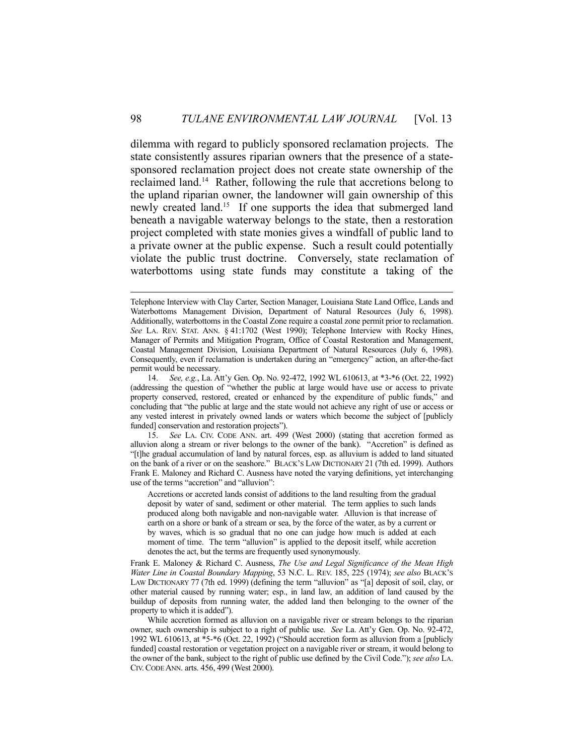dilemma with regard to publicly sponsored reclamation projects. The state consistently assures riparian owners that the presence of a state-sponsored reclamation project does not create state ownership of the reclaimed land.[14] Rather, following the rule that accretions belong to the upland riparian owner, the landowner will gain ownership of this newly created land.[15] If one supports the idea that submerged land beneath a navigable waterway belongs to the state, then a restoration project completed with state monies gives a windfall of public land to a private owner at the public expense. Such a result could potentially violate the public trust doctrine. Conversely, state reclamation of waterbottoms using state funds may constitute a taking of the

---

Telephone Interview with Clay Carter, Section Manager, Louisiana State Land Office, Lands and Waterbottoms Management Division, Department of Natural Resources (July 6, 1998). Additionally, waterbottoms in the Coastal Zone require a coastal zone permit prior to reclamation. *See* LA. REV. STAT. ANN. § 41:1702 (West 1990); Telephone Interview with Rocky Hines, Manager of Permits and Mitigation Program, Office of Coastal Restoration and Management, Coastal Management Division, Louisiana Department of Natural Resources (July 6, 1998). Consequently, even if reclamation is undertaken during an "emergency" action, an after-the-fact permit would be necessary.

14. *See, e.g.*, La. Att'y Gen. Op. No. 92-472, 1992 WL 610613, at *3-*6 (Oct. 22, 1992) (addressing the question of "whether the public at large would have use or access to private property conserved, restored, created or enhanced by the expenditure of public funds," and concluding that "the public at large and the state would not achieve any right of use or access or any vested interest in privately owned lands or waters which become the subject of [publicly funded] conservation and restoration projects").

15. *See* LA. CIV. CODE ANN. art. 499 (West 2000) (stating that accretion formed as alluvion along a stream or river belongs to the owner of the bank). "Accretion" is defined as "[t]he gradual accumulation of land by natural forces, esp. as alluvium is added to land situated on the bank of a river or on the seashore." BLACK'S LAW DICTIONARY 21 (7th ed. 1999). Authors Frank E. Maloney and Richard C. Ausness have noted the varying definitions, yet interchanging use of the terms "accretion" and "alluvion":

> Accretions or accreted lands consist of additions to the land resulting from the gradual deposit by water of sand, sediment or other material. The term applies to such lands produced along both navigable and non-navigable water. Alluvion is that increase of earth on a shore or bank of a stream or sea, by the force of the water, as by a current or by waves, which is so gradual that no one can judge how much is added at each moment of time. The term "alluvion" is applied to the deposit itself, while accretion denotes the act, but the terms are frequently used synonymously.

Frank E. Maloney & Richard C. Ausness, *The Use and Legal Significance of the Mean High Water Line in Coastal Boundary Mapping*, 53 N.C. L. REV. 185, 225 (1974); *see also* BLACK'S LAW DICTIONARY 77 (7th ed. 1999) (defining the term "alluvion" as "[a] deposit of soil, clay, or other material caused by running water; esp., in land law, an addition of land caused by the buildup of deposits from running water, the added land then belonging to the owner of the property to which it is added").

While accretion formed as alluvion on a navigable river or stream belongs to the riparian owner, such ownership is subject to a right of public use. *See* La. Att'y Gen. Op. No. 92-472, 1992 WL 610613, at *5-*6 (Oct. 22, 1992) ("Should accretion form as alluvion from a [publicly funded] coastal restoration or vegetation project on a navigable river or stream, it would belong to the owner of the bank, subject to the right of public use defined by the Civil Code."); *see also* LA. CIV. CODE ANN. arts. 456, 499 (West 2000).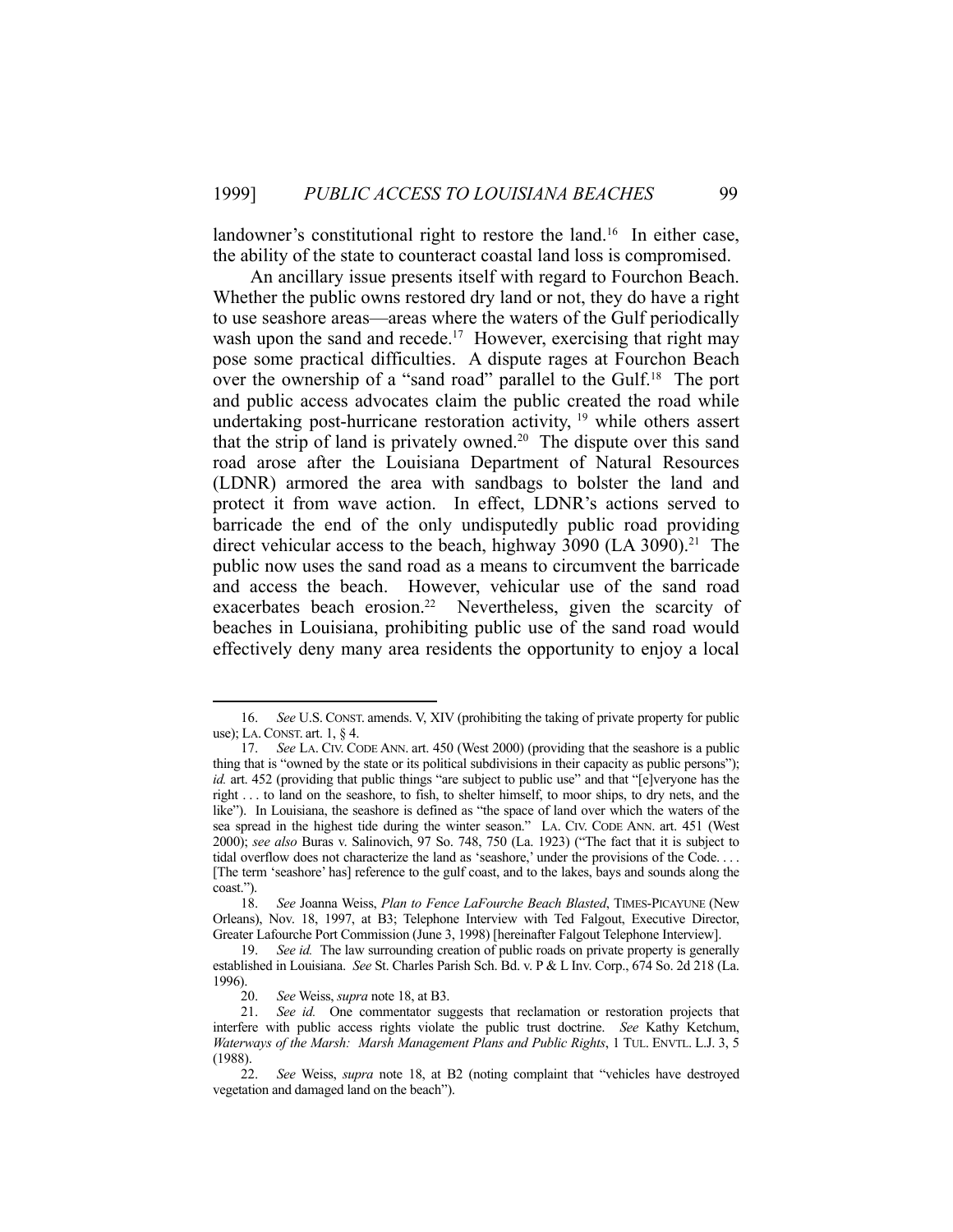landowner's constitutional right to restore the land.[16] In either case, the ability of the state to counteract coastal land loss is compromised.

An ancillary issue presents itself with regard to Fourchon Beach. Whether the public owns restored dry land or not, they do have a right to use seashore areas—areas where the waters of the Gulf periodically wash upon the sand and recede.[17] However, exercising that right may pose some practical difficulties. A dispute rages at Fourchon Beach over the ownership of a "sand road" parallel to the Gulf.[18] The port and public access advocates claim the public created the road while undertaking post-hurricane restoration activity,[19] while others assert that the strip of land is privately owned.[20] The dispute over this sand road arose after the Louisiana Department of Natural Resources (LDNR) armored the area with sandbags to bolster the land and protect it from wave action. In effect, LDNR's actions served to barricade the end of the only undisputedly public road providing direct vehicular access to the beach, highway 3090 (LA 3090).[21] The public now uses the sand road as a means to circumvent the barricade and access the beach. However, vehicular use of the sand road exacerbates beach erosion.[22] Nevertheless, given the scarcity of beaches in Louisiana, prohibiting public use of the sand road would effectively deny many area residents the opportunity to enjoy a local

---

16. *See* U.S. CONST. amends. V, XIV (prohibiting the taking of private property for public use); LA. CONST. art. 1, § 4.

17. *See* LA. CIV. CODE ANN. art. 450 (West 2000) (providing that the seashore is a public thing that is "owned by the state or its political subdivisions in their capacity as public persons"); *id.* art. 452 (providing that public things "are subject to public use" and that "[e]veryone has the right . . . to land on the seashore, to fish, to shelter himself, to moor ships, to dry nets, and the like"). In Louisiana, the seashore is defined as "the space of land over which the waters of the sea spread in the highest tide during the winter season." LA. CIV. CODE ANN. art. 451 (West 2000); *see also* Buras v. Salinovich, 97 So. 748, 750 (La. 1923) ("The fact that it is subject to tidal overflow does not characterize the land as 'seashore,' under the provisions of the Code. . . . [The term 'seashore' has] reference to the gulf coast, and to the lakes, bays and sounds along the coast.").

18. *See* Joanna Weiss, *Plan to Fence LaFourche Beach Blasted*, TIMES-PICAYUNE (New Orleans), Nov. 18, 1997, at B3; Telephone Interview with Ted Falgout, Executive Director, Greater Lafourche Port Commission (June 3, 1998) [hereinafter Falgout Telephone Interview].

19. *See id.* The law surrounding creation of public roads on private property is generally established in Louisiana. *See* St. Charles Parish Sch. Bd. v. P & L Inv. Corp., 674 So. 2d 218 (La. 1996).

20. *See* Weiss, *supra* note 18, at B3.

21. *See id.* One commentator suggests that reclamation or restoration projects that interfere with public access rights violate the public trust doctrine. *See* Kathy Ketchum, *Waterways of the Marsh: Marsh Management Plans and Public Rights*, 1 TUL. ENVTL. L.J. 3, 5 (1988).

22. *See* Weiss, *supra* note 18, at B2 (noting complaint that "vehicles have destroyed vegetation and damaged land on the beach").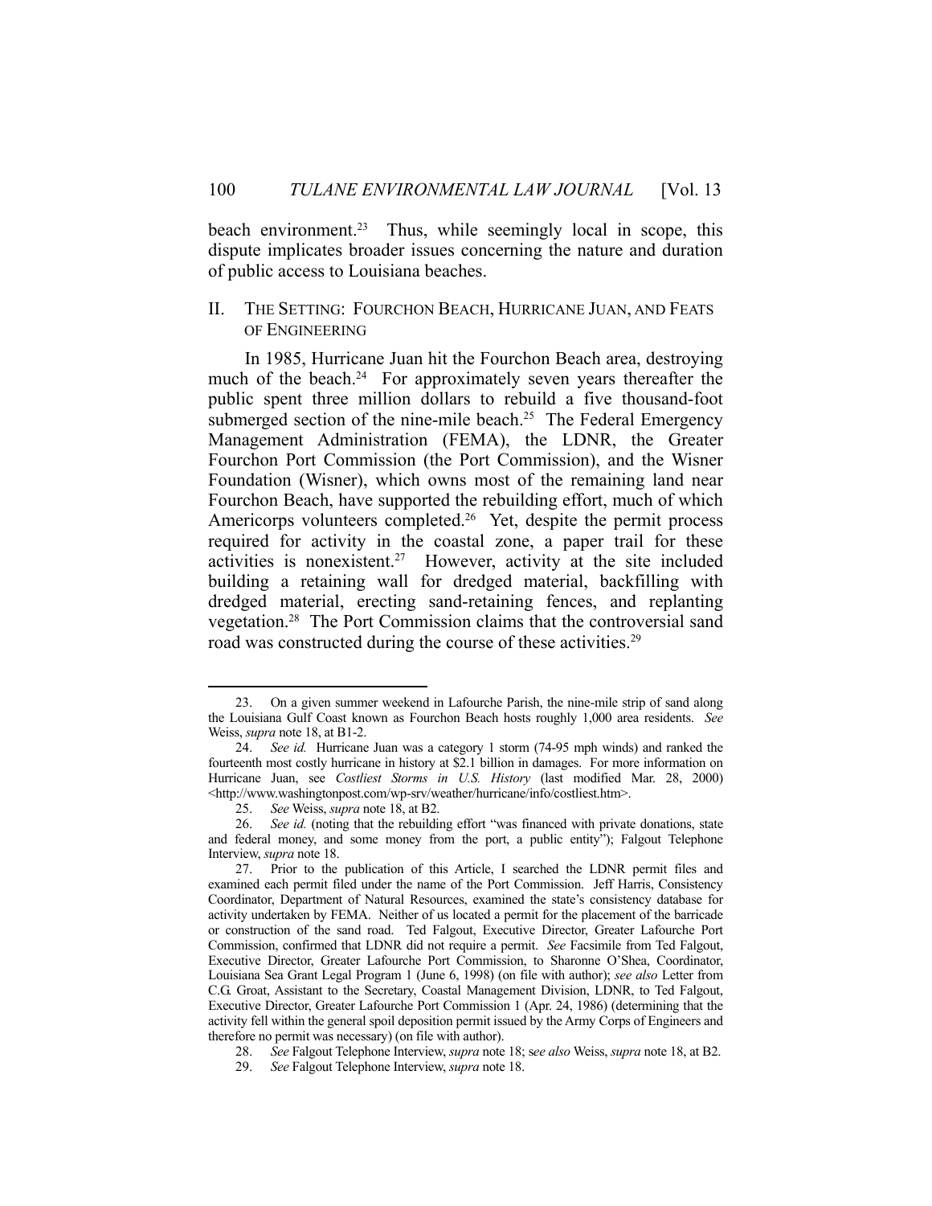beach environment.[23] Thus, while seemingly local in scope, this dispute implicates broader issues concerning the nature and duration of public access to Louisiana beaches.

## II. The Setting: Fourchon Beach, Hurricane Juan, and Feats of Engineering

In 1985, Hurricane Juan hit the Fourchon Beach area, destroying much of the beach.[24] For approximately seven years thereafter the public spent three million dollars to rebuild a five thousand-foot submerged section of the nine-mile beach.[25] The Federal Emergency Management Administration (FEMA), the LDNR, the Greater Fourchon Port Commission (the Port Commission), and the Wisner Foundation (Wisner), which owns most of the remaining land near Fourchon Beach, have supported the rebuilding effort, much of which Americorps volunteers completed.[26] Yet, despite the permit process required for activity in the coastal zone, a paper trail for these activities is nonexistent.[27] However, activity at the site included building a retaining wall for dredged material, backfilling with dredged material, erecting sand-retaining fences, and replanting vegetation.[28] The Port Commission claims that the controversial sand road was constructed during the course of these activities.[29]

---

23. On a given summer weekend in Lafourche Parish, the nine-mile strip of sand along the Louisiana Gulf Coast known as Fourchon Beach hosts roughly 1,000 area residents. *See* Weiss, *supra* note 18, at B1-2.

24. *See id.* Hurricane Juan was a category 1 storm (74-95 mph winds) and ranked the fourteenth most costly hurricane in history at $2.1 billion in damages. For more information on Hurricane Juan, see *Costliest Storms in U.S. History* (last modified Mar. 28, 2000) <http://www.washingtonpost.com/wp-srv/weather/hurricane/info/costliest.htm>.

25. *See* Weiss, *supra* note 18, at B2.

26. *See id.* (noting that the rebuilding effort "was financed with private donations, state and federal money, and some money from the port, a public entity"); Falgout Telephone Interview, *supra* note 18.

27. Prior to the publication of this Article, I searched the LDNR permit files and examined each permit filed under the name of the Port Commission. Jeff Harris, Consistency Coordinator, Department of Natural Resources, examined the state's consistency database for activity undertaken by FEMA. Neither of us located a permit for the placement of the barricade or construction of the sand road. Ted Falgout, Executive Director, Greater Lafourche Port Commission, confirmed that LDNR did not require a permit. *See* Facsimile from Ted Falgout, Executive Director, Greater Lafourche Port Commission, to Sharonne O'Shea, Coordinator, Louisiana Sea Grant Legal Program 1 (June 6, 1998) (on file with author); *see also* Letter from C.G. Groat, Assistant to the Secretary, Coastal Management Division, LDNR, to Ted Falgout, Executive Director, Greater Lafourche Port Commission 1 (Apr. 24, 1986) (determining that the activity fell within the general spoil deposition permit issued by the Army Corps of Engineers and therefore no permit was necessary) (on file with author).

28. *See* Falgout Telephone Interview, *supra* note 18; s*ee also* Weiss, *supra* note 18, at B2.

29. *See* Falgout Telephone Interview, *supra* note 18.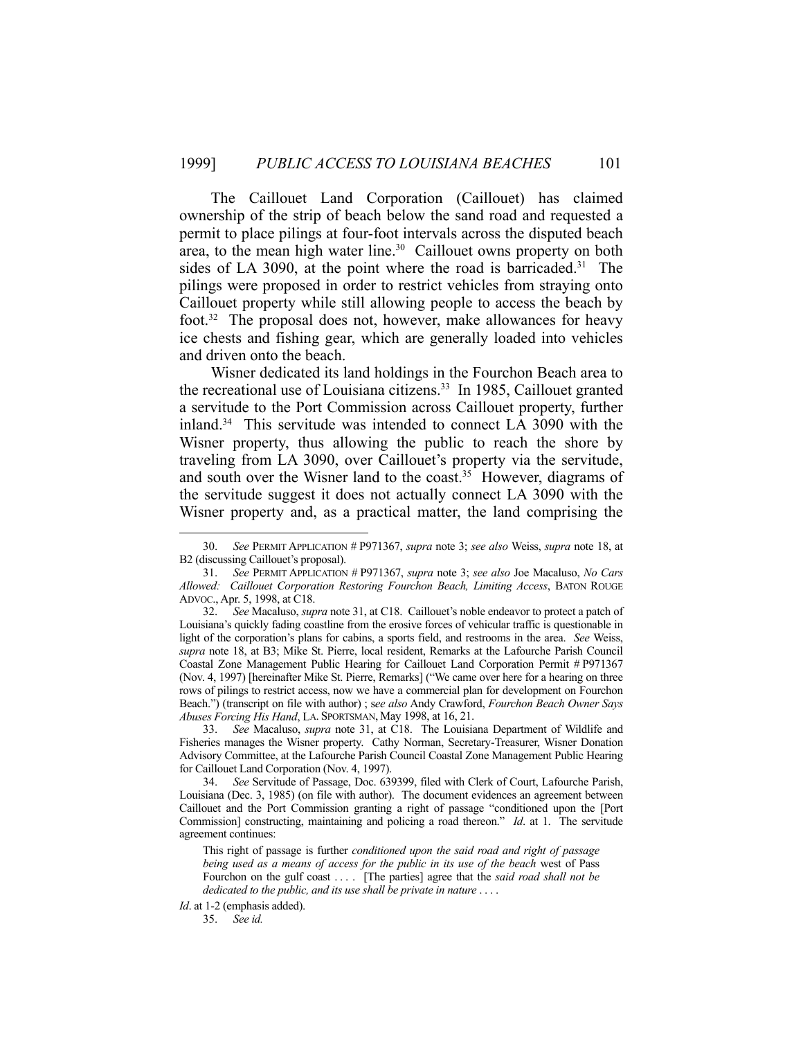The Caillouet Land Corporation (Caillouet) has claimed ownership of the strip of beach below the sand road and requested a permit to place pilings at four-foot intervals across the disputed beach area, to the mean high water line.[30] Caillouet owns property on both sides of LA 3090, at the point where the road is barricaded.[31] The pilings were proposed in order to restrict vehicles from straying onto Caillouet property while still allowing people to access the beach by foot.[32] The proposal does not, however, make allowances for heavy ice chests and fishing gear, which are generally loaded into vehicles and driven onto the beach.

Wisner dedicated its land holdings in the Fourchon Beach area to the recreational use of Louisiana citizens.[33] In 1985, Caillouet granted a servitude to the Port Commission across Caillouet property, further inland.[34] This servitude was intended to connect LA 3090 with the Wisner property, thus allowing the public to reach the shore by traveling from LA 3090, over Caillouet's property via the servitude, and south over the Wisner land to the coast.[35] However, diagrams of the servitude suggest it does not actually connect LA 3090 with the Wisner property and, as a practical matter, the land comprising the

---

30. *See* PERMIT APPLICATION # P971367, *supra* note 3; *see also* Weiss, *supra* note 18, at B2 (discussing Caillouet's proposal).

31. *See* PERMIT APPLICATION # P971367, *supra* note 3; *see also* Joe Macaluso, *No Cars Allowed: Caillouet Corporation Restoring Fourchon Beach, Limiting Access*, BATON ROUGE ADVOC., Apr. 5, 1998, at C18.

32. *See* Macaluso, *supra* note 31, at C18. Caillouet's noble endeavor to protect a patch of Louisiana's quickly fading coastline from the erosive forces of vehicular traffic is questionable in light of the corporation's plans for cabins, a sports field, and restrooms in the area. *See* Weiss, *supra* note 18, at B3; Mike St. Pierre, local resident, Remarks at the Lafourche Parish Council Coastal Zone Management Public Hearing for Caillouet Land Corporation Permit # P971367 (Nov. 4, 1997) [hereinafter Mike St. Pierre, Remarks] ("We came over here for a hearing on three rows of pilings to restrict access, now we have a commercial plan for development on Fourchon Beach.") (transcript on file with author) ; *see also* Andy Crawford, *Fourchon Beach Owner Says Abuses Forcing His Hand*, LA. SPORTSMAN, May 1998, at 16, 21.

33. *See* Macaluso, *supra* note 31, at C18. The Louisiana Department of Wildlife and Fisheries manages the Wisner property. Cathy Norman, Secretary-Treasurer, Wisner Donation Advisory Committee, at the Lafourche Parish Council Coastal Zone Management Public Hearing for Caillouet Land Corporation (Nov. 4, 1997).

34. *See* Servitude of Passage, Doc. 639399, filed with Clerk of Court, Lafourche Parish, Louisiana (Dec. 3, 1985) (on file with author). The document evidences an agreement between Caillouet and the Port Commission granting a right of passage "conditioned upon the [Port Commission] constructing, maintaining and policing a road thereon." *Id*. at 1. The servitude agreement continues:

> This right of passage is further *conditioned upon the said road and right of passage being used as a means of access for the public in its use of the beach* west of Pass Fourchon on the gulf coast . . . . [The parties] agree that the *said road shall not be dedicated to the public, and its use shall be private in nature* . . . .

*Id*. at 1-2 (emphasis added).

35. *See id.*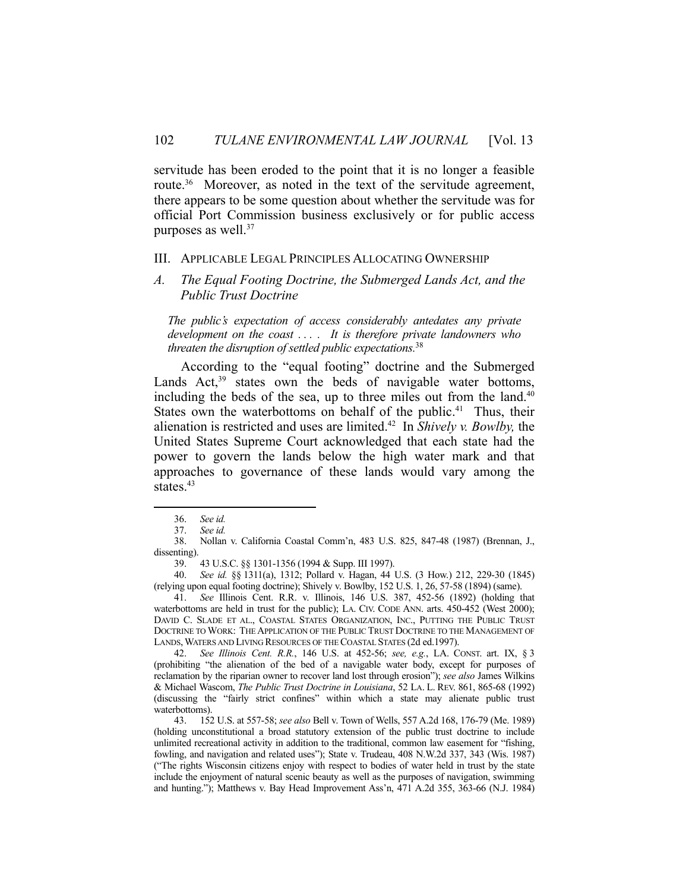servitude has been eroded to the point that it is no longer a feasible route.[36] Moreover, as noted in the text of the servitude agreement, there appears to be some question about whether the servitude was for official Port Commission business exclusively or for public access purposes as well.[37]

## III. Applicable Legal Principles Allocating Ownership

### *A. The Equal Footing Doctrine, the Submerged Lands Act, and the Public Trust Doctrine*

> *The public's expectation of access considerably antedates any private development on the coast . . . . It is therefore private landowners who threaten the disruption of settled public expectations.*[38]

According to the "equal footing" doctrine and the Submerged Lands Act,[39] states own the beds of navigable water bottoms, including the beds of the sea, up to three miles out from the land.[40] States own the waterbottoms on behalf of the public.[41] Thus, their alienation is restricted and uses are limited.[42] In *Shively v. Bowlby,* the United States Supreme Court acknowledged that each state had the power to govern the lands below the high water mark and that approaches to governance of these lands would vary among the states.[43]

---

36. *See id.*

37. *See id.*

38. Nollan v. California Coastal Comm'n, 483 U.S. 825, 847-48 (1987) (Brennan, J., dissenting).

39. 43 U.S.C. §§ 1301-1356 (1994 & Supp. III 1997).

40. *See id.* §§ 1311(a), 1312; Pollard v. Hagan, 44 U.S. (3 How.) 212, 229-30 (1845) (relying upon equal footing doctrine); Shively v. Bowlby, 152 U.S. 1, 26, 57-58 (1894) (same).

41. *See* Illinois Cent. R.R. v. Illinois, 146 U.S. 387, 452-56 (1892) (holding that waterbottoms are held in trust for the public); LA. CIV. CODE ANN. arts. 450-452 (West 2000); DAVID C. SLADE ET AL., COASTAL STATES ORGANIZATION, INC., PUTTING THE PUBLIC TRUST DOCTRINE TO WORK: THE APPLICATION OF THE PUBLIC TRUST DOCTRINE TO THE MANAGEMENT OF LANDS, WATERS AND LIVING RESOURCES OF THE COASTAL STATES (2d ed.1997).

42. *See Illinois Cent. R.R.*, 146 U.S. at 452-56; *see, e.g.*, LA. CONST. art. IX, § 3 (prohibiting "the alienation of the bed of a navigable water body, except for purposes of reclamation by the riparian owner to recover land lost through erosion"); *see also* James Wilkins & Michael Wascom, *The Public Trust Doctrine in Louisiana*, 52 LA. L. REV. 861, 865-68 (1992) (discussing the "fairly strict confines" within which a state may alienate public trust waterbottoms).

43. 152 U.S. at 557-58; *see also* Bell v. Town of Wells, 557 A.2d 168, 176-79 (Me. 1989) (holding unconstitutional a broad statutory extension of the public trust doctrine to include unlimited recreational activity in addition to the traditional, common law easement for "fishing, fowling, and navigation and related uses"); State v. Trudeau, 408 N.W.2d 337, 343 (Wis. 1987) ("The rights Wisconsin citizens enjoy with respect to bodies of water held in trust by the state include the enjoyment of natural scenic beauty as well as the purposes of navigation, swimming and hunting."); Matthews v. Bay Head Improvement Ass'n, 471 A.2d 355, 363-66 (N.J. 1984)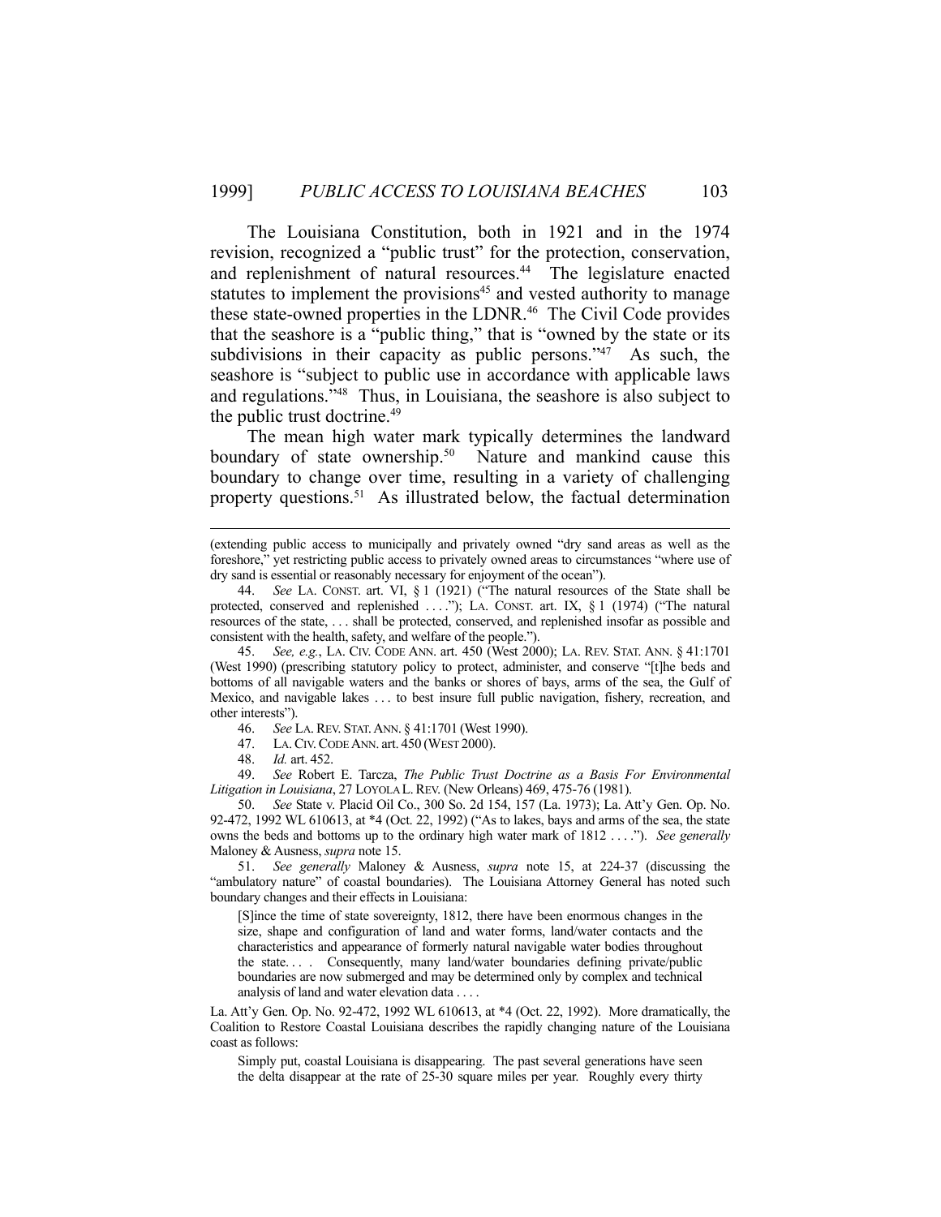The Louisiana Constitution, both in 1921 and in the 1974 revision, recognized a "public trust" for the protection, conservation, and replenishment of natural resources.[44] The legislature enacted statutes to implement the provisions[45] and vested authority to manage these state-owned properties in the LDNR.[46] The Civil Code provides that the seashore is a "public thing," that is "owned by the state or its subdivisions in their capacity as public persons."[47] As such, the seashore is "subject to public use in accordance with applicable laws and regulations."[48] Thus, in Louisiana, the seashore is also subject to the public trust doctrine.[49]

The mean high water mark typically determines the landward boundary of state ownership.[50] Nature and mankind cause this boundary to change over time, resulting in a variety of challenging property questions.[51] As illustrated below, the factual determination

---

(extending public access to municipally and privately owned "dry sand areas as well as the foreshore," yet restricting public access to privately owned areas to circumstances "where use of dry sand is essential or reasonably necessary for enjoyment of the ocean").

44. *See* LA. CONST. art. VI, § 1 (1921) ("The natural resources of the State shall be protected, conserved and replenished . . . ."); LA. CONST. art. IX, § 1 (1974) ("The natural resources of the state, . . . shall be protected, conserved, and replenished insofar as possible and consistent with the health, safety, and welfare of the people.").

45. *See, e.g.*, LA. CIV. CODE ANN. art. 450 (West 2000); LA. REV. STAT. ANN. § 41:1701 (West 1990) (prescribing statutory policy to protect, administer, and conserve "[t]he beds and bottoms of all navigable waters and the banks or shores of bays, arms of the sea, the Gulf of Mexico, and navigable lakes . . . to best insure full public navigation, fishery, recreation, and other interests").

46. *See* LA. REV. STAT. ANN. § 41:1701 (West 1990).

47. LA. CIV. CODE ANN. art. 450 (WEST 2000).

48. *Id.* art. 452.

49. *See* Robert E. Tarcza, *The Public Trust Doctrine as a Basis For Environmental Litigation in Louisiana*, 27 LOYOLA L. REV. (New Orleans) 469, 475-76 (1981).

50. *See* State v. Placid Oil Co., 300 So. 2d 154, 157 (La. 1973); La. Att'y Gen. Op. No. 92-472, 1992 WL 610613, at *4 (Oct. 22, 1992) ("As to lakes, bays and arms of the sea, the state owns the beds and bottoms up to the ordinary high water mark of 1812 . . . ."). *See generally* Maloney & Ausness, *supra* note 15.

51. *See generally* Maloney & Ausness, *supra* note 15, at 224-37 (discussing the "ambulatory nature" of coastal boundaries). The Louisiana Attorney General has noted such boundary changes and their effects in Louisiana:

> [S]ince the time of state sovereignty, 1812, there have been enormous changes in the size, shape and configuration of land and water forms, land/water contacts and the characteristics and appearance of formerly natural navigable water bodies throughout the state. . . . Consequently, many land/water boundaries defining private/public boundaries are now submerged and may be determined only by complex and technical analysis of land and water elevation data . . . .

La. Att'y Gen. Op. No. 92-472, 1992 WL 610613, at *4 (Oct. 22, 1992). More dramatically, the Coalition to Restore Coastal Louisiana describes the rapidly changing nature of the Louisiana coast as follows:

> Simply put, coastal Louisiana is disappearing. The past several generations have seen the delta disappear at the rate of 25-30 square miles per year. Roughly every thirty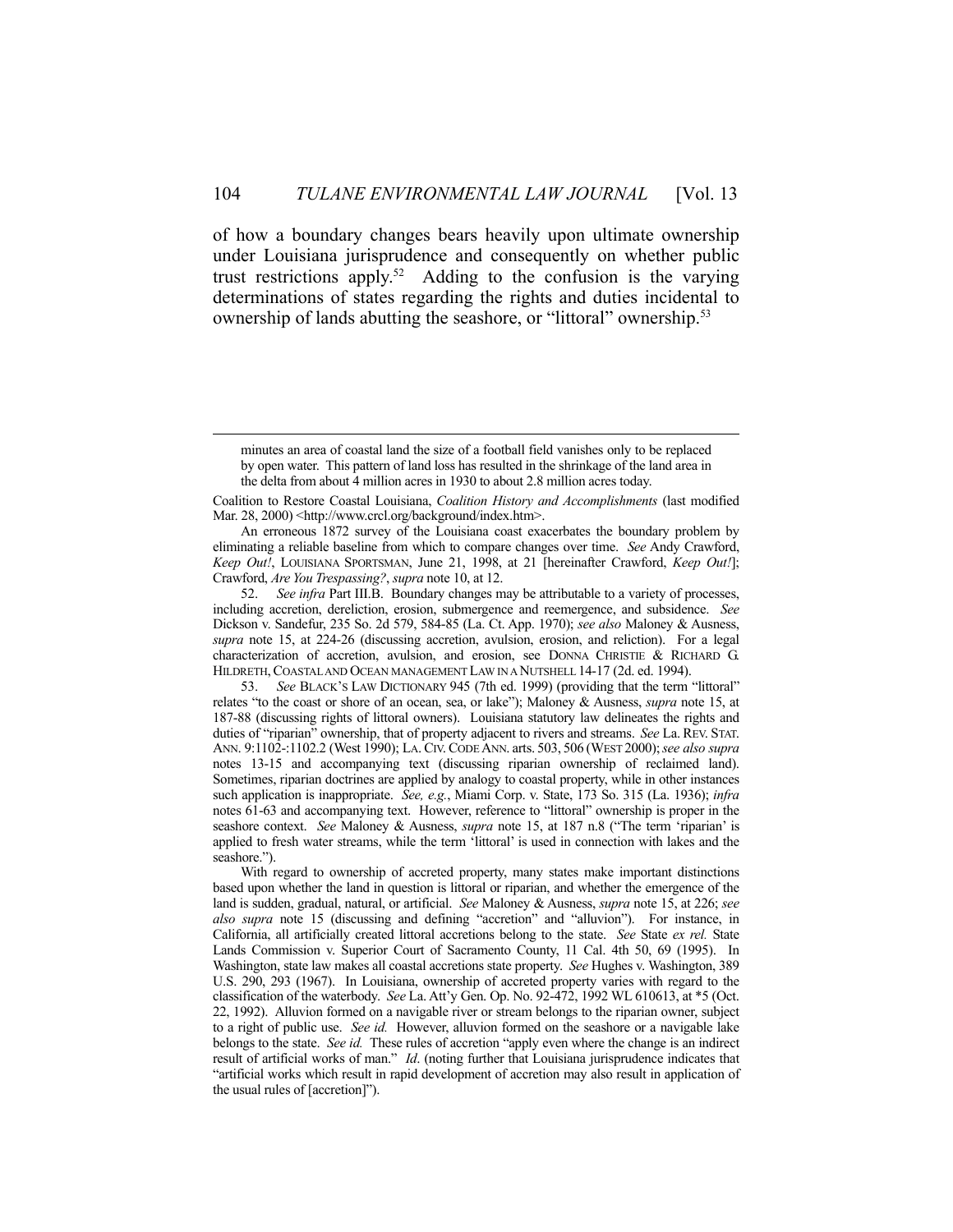of how a boundary changes bears heavily upon ultimate ownership under Louisiana jurisprudence and consequently on whether public trust restrictions apply.[52] Adding to the confusion is the varying determinations of states regarding the rights and duties incidental to ownership of lands abutting the seashore, or "littoral" ownership.[53]

---

> minutes an area of coastal land the size of a football field vanishes only to be replaced by open water. This pattern of land loss has resulted in the shrinkage of the land area in the delta from about 4 million acres in 1930 to about 2.8 million acres today.

Coalition to Restore Coastal Louisiana, *Coalition History and Accomplishments* (last modified Mar. 28, 2000) <http://www.crcl.org/background/index.htm>.

An erroneous 1872 survey of the Louisiana coast exacerbates the boundary problem by eliminating a reliable baseline from which to compare changes over time. *See* Andy Crawford, *Keep Out!*, LOUISIANA SPORTSMAN, June 21, 1998, at 21 [hereinafter Crawford, *Keep Out!*]; Crawford, *Are You Trespassing?*, *supra* note 10, at 12.

52. *See infra* Part III.B. Boundary changes may be attributable to a variety of processes, including accretion, dereliction, erosion, submergence and reemergence, and subsidence. *See* Dickson v. Sandefur, 235 So. 2d 579, 584-85 (La. Ct. App. 1970); *see also* Maloney & Ausness, *supra* note 15, at 224-26 (discussing accretion, avulsion, erosion, and reliction). For a legal characterization of accretion, avulsion, and erosion, see DONNA CHRISTIE & RICHARD G. HILDRETH, COASTAL AND OCEAN MANAGEMENT LAW IN A NUTSHELL 14-17 (2d. ed. 1994).

53. *See* BLACK'S LAW DICTIONARY 945 (7th ed. 1999) (providing that the term "littoral" relates "to the coast or shore of an ocean, sea, or lake"); Maloney & Ausness, *supra* note 15, at 187-88 (discussing rights of littoral owners). Louisiana statutory law delineates the rights and duties of "riparian" ownership, that of property adjacent to rivers and streams. *See* LA. REV. STAT. ANN. 9:1102-:1102.2 (West 1990); LA. CIV. CODE ANN. arts. 503, 506 (WEST 2000); *see also supra* notes 13-15 and accompanying text (discussing riparian ownership of reclaimed land). Sometimes, riparian doctrines are applied by analogy to coastal property, while in other instances such application is inappropriate. *See, e.g.*, Miami Corp. v. State, 173 So. 315 (La. 1936); *infra* notes 61-63 and accompanying text. However, reference to "littoral" ownership is proper in the seashore context. *See* Maloney & Ausness, *supra* note 15, at 187 n.8 ("The term 'riparian' is applied to fresh water streams, while the term 'littoral' is used in connection with lakes and the seashore.").

With regard to ownership of accreted property, many states make important distinctions based upon whether the land in question is littoral or riparian, and whether the emergence of the land is sudden, gradual, natural, or artificial. *See* Maloney & Ausness, *supra* note 15, at 226; *see also supra* note 15 (discussing and defining "accretion" and "alluvion"). For instance, in California, all artificially created littoral accretions belong to the state. *See* State *ex rel.* State Lands Commission v. Superior Court of Sacramento County, 11 Cal. 4th 50, 69 (1995). In Washington, state law makes all coastal accretions state property. *See* Hughes v. Washington, 389 U.S. 290, 293 (1967). In Louisiana, ownership of accreted property varies with regard to the classification of the waterbody. *See* La. Att'y Gen. Op. No. 92-472, 1992 WL 610613, at *5 (Oct. 22, 1992). Alluvion formed on a navigable river or stream belongs to the riparian owner, subject to a right of public use. *See id.* However, alluvion formed on the seashore or a navigable lake belongs to the state. *See id.* These rules of accretion "apply even where the change is an indirect result of artificial works of man." *Id*. (noting further that Louisiana jurisprudence indicates that "artificial works which result in rapid development of accretion may also result in application of the usual rules of [accretion]").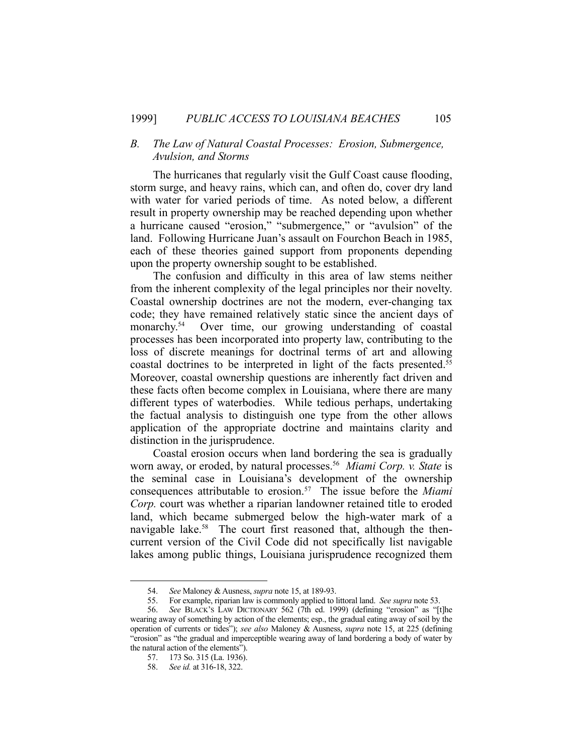### *B. The Law of Natural Coastal Processes: Erosion, Submergence, Avulsion, and Storms*

The hurricanes that regularly visit the Gulf Coast cause flooding, storm surge, and heavy rains, which can, and often do, cover dry land with water for varied periods of time. As noted below, a different result in property ownership may be reached depending upon whether a hurricane caused "erosion," "submergence," or "avulsion" of the land. Following Hurricane Juan's assault on Fourchon Beach in 1985, each of these theories gained support from proponents depending upon the property ownership sought to be established.

The confusion and difficulty in this area of law stems neither from the inherent complexity of the legal principles nor their novelty. Coastal ownership doctrines are not the modern, ever-changing tax code; they have remained relatively static since the ancient days of monarchy.[54] Over time, our growing understanding of coastal processes has been incorporated into property law, contributing to the loss of discrete meanings for doctrinal terms of art and allowing coastal doctrines to be interpreted in light of the facts presented.[55] Moreover, coastal ownership questions are inherently fact driven and these facts often become complex in Louisiana, where there are many different types of waterbodies. While tedious perhaps, undertaking the factual analysis to distinguish one type from the other allows application of the appropriate doctrine and maintains clarity and distinction in the jurisprudence.

Coastal erosion occurs when land bordering the sea is gradually worn away, or eroded, by natural processes.[56] *Miami Corp. v. State* is the seminal case in Louisiana's development of the ownership consequences attributable to erosion.[57] The issue before the *Miami Corp.* court was whether a riparian landowner retained title to eroded land, which became submerged below the high-water mark of a navigable lake.[58] The court first reasoned that, although the then-current version of the Civil Code did not specifically list navigable lakes among public things, Louisiana jurisprudence recognized them

---

54. *See* Maloney & Ausness, *supra* note 15, at 189-93.

55. For example, riparian law is commonly applied to littoral land. *See supra* note 53.

56. *See* BLACK'S LAW DICTIONARY 562 (7th ed. 1999) (defining "erosion" as "[t]he wearing away of something by action of the elements; esp., the gradual eating away of soil by the operation of currents or tides"); *see also* Maloney & Ausness, *supra* note 15, at 225 (defining "erosion" as "the gradual and imperceptible wearing away of land bordering a body of water by the natural action of the elements").

57. 173 So. 315 (La. 1936).

58. *See id.* at 316-18, 322.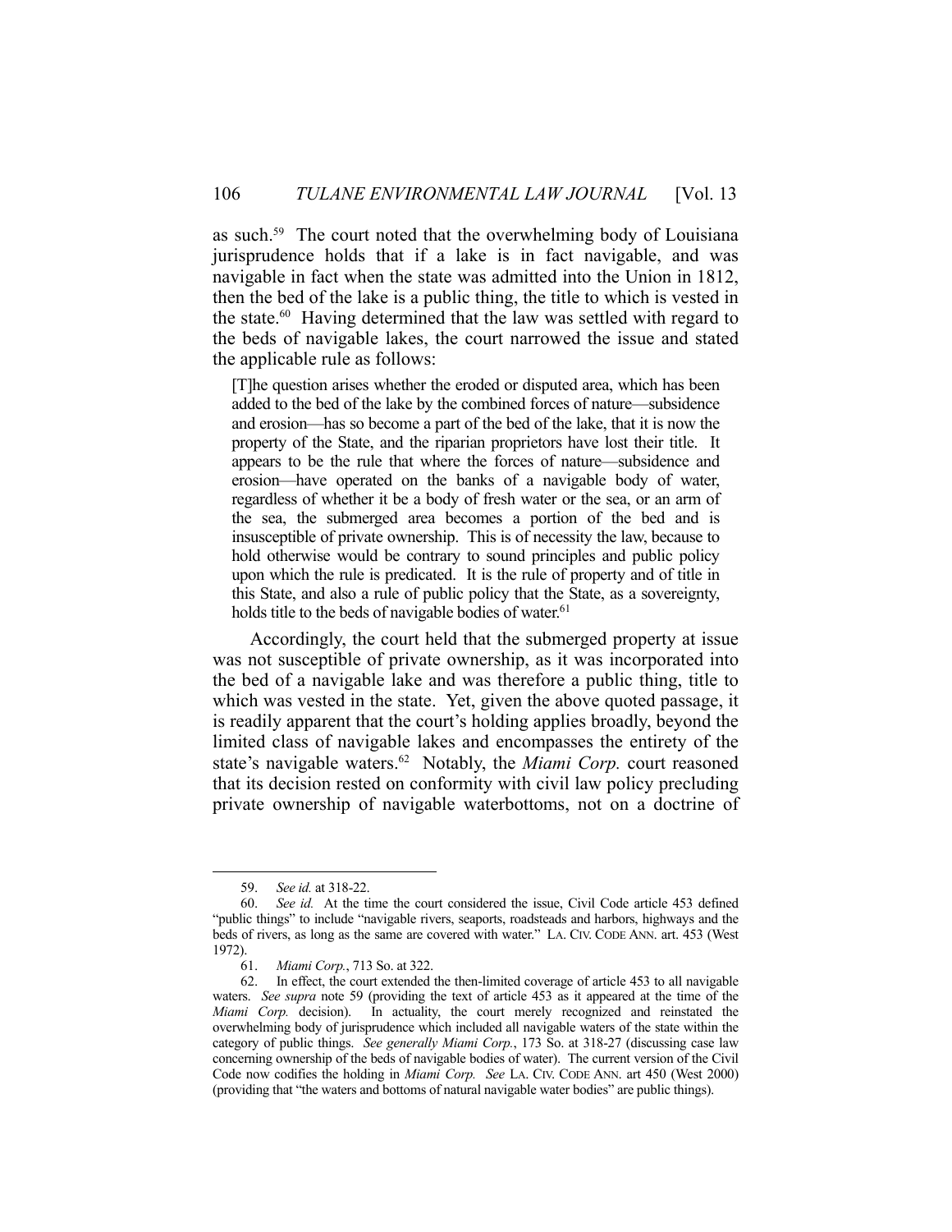as such.[59] The court noted that the overwhelming body of Louisiana jurisprudence holds that if a lake is in fact navigable, and was navigable in fact when the state was admitted into the Union in 1812, then the bed of the lake is a public thing, the title to which is vested in the state.[60] Having determined that the law was settled with regard to the beds of navigable lakes, the court narrowed the issue and stated the applicable rule as follows:

> [T]he question arises whether the eroded or disputed area, which has been added to the bed of the lake by the combined forces of nature—subsidence and erosion—has so become a part of the bed of the lake, that it is now the property of the State, and the riparian proprietors have lost their title. It appears to be the rule that where the forces of nature—subsidence and erosion—have operated on the banks of a navigable body of water, regardless of whether it be a body of fresh water or the sea, or an arm of the sea, the submerged area becomes a portion of the bed and is insusceptible of private ownership. This is of necessity the law, because to hold otherwise would be contrary to sound principles and public policy upon which the rule is predicated. It is the rule of property and of title in this State, and also a rule of public policy that the State, as a sovereignty, holds title to the beds of navigable bodies of water.[61]

Accordingly, the court held that the submerged property at issue was not susceptible of private ownership, as it was incorporated into the bed of a navigable lake and was therefore a public thing, title to which was vested in the state. Yet, given the above quoted passage, it is readily apparent that the court's holding applies broadly, beyond the limited class of navigable lakes and encompasses the entirety of the state's navigable waters.[62] Notably, the *Miami Corp.* court reasoned that its decision rested on conformity with civil law policy precluding private ownership of navigable waterbottoms, not on a doctrine of

---

59. *See id.* at 318-22.

60. *See id.* At the time the court considered the issue, Civil Code article 453 defined "public things" to include "navigable rivers, seaports, roadsteads and harbors, highways and the beds of rivers, as long as the same are covered with water." LA. CIV. CODE ANN. art. 453 (West 1972).

61. *Miami Corp.*, 713 So. at 322.

62. In effect, the court extended the then-limited coverage of article 453 to all navigable waters. *See supra* note 59 (providing the text of article 453 as it appeared at the time of the *Miami Corp.* decision). In actuality, the court merely recognized and reinstated the overwhelming body of jurisprudence which included all navigable waters of the state within the category of public things. *See generally Miami Corp.*, 173 So. at 318-27 (discussing case law concerning ownership of the beds of navigable bodies of water). The current version of the Civil Code now codifies the holding in *Miami Corp. See* LA. CIV. CODE ANN. art 450 (West 2000) (providing that "the waters and bottoms of natural navigable water bodies" are public things).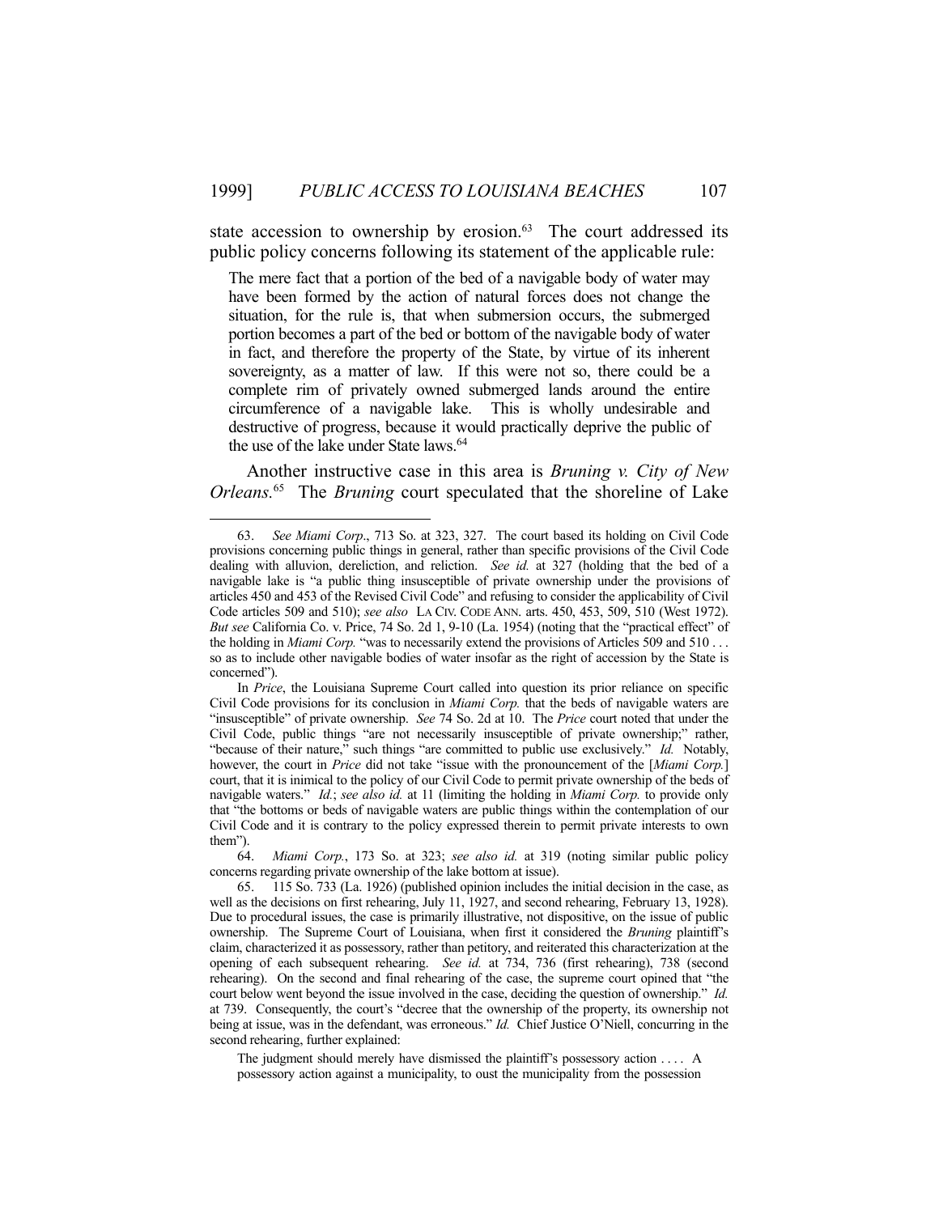state accession to ownership by erosion.[63] The court addressed its public policy concerns following its statement of the applicable rule:

> The mere fact that a portion of the bed of a navigable body of water may have been formed by the action of natural forces does not change the situation, for the rule is, that when submersion occurs, the submerged portion becomes a part of the bed or bottom of the navigable body of water in fact, and therefore the property of the State, by virtue of its inherent sovereignty, as a matter of law. If this were not so, there could be a complete rim of privately owned submerged lands around the entire circumference of a navigable lake. This is wholly undesirable and destructive of progress, because it would practically deprive the public of the use of the lake under State laws.[64]

Another instructive case in this area is *Bruning v. City of New Orleans.*[65] The *Bruning* court speculated that the shoreline of Lake

---

63. *See Miami Corp*., 713 So. at 323, 327. The court based its holding on Civil Code provisions concerning public things in general, rather than specific provisions of the Civil Code dealing with alluvion, dereliction, and reliction. *See id.* at 327 (holding that the bed of a navigable lake is "a public thing insusceptible of private ownership under the provisions of articles 450 and 453 of the Revised Civil Code" and refusing to consider the applicability of Civil Code articles 509 and 510); *see also* LA CIV. CODE ANN. arts. 450, 453, 509, 510 (West 1972). *But see* California Co. v. Price, 74 So. 2d 1, 9-10 (La. 1954) (noting that the "practical effect" of the holding in *Miami Corp.* "was to necessarily extend the provisions of Articles 509 and 510 . . . so as to include other navigable bodies of water insofar as the right of accession by the State is concerned").

In *Price*, the Louisiana Supreme Court called into question its prior reliance on specific Civil Code provisions for its conclusion in *Miami Corp.* that the beds of navigable waters are "insusceptible" of private ownership. *See* 74 So. 2d at 10. The *Price* court noted that under the Civil Code, public things "are not necessarily insusceptible of private ownership;" rather, "because of their nature," such things "are committed to public use exclusively." *Id.* Notably, however, the court in *Price* did not take "issue with the pronouncement of the [*Miami Corp.*] court, that it is inimical to the policy of our Civil Code to permit private ownership of the beds of navigable waters." *Id.*; *see also id.* at 11 (limiting the holding in *Miami Corp.* to provide only that "the bottoms or beds of navigable waters are public things within the contemplation of our Civil Code and it is contrary to the policy expressed therein to permit private interests to own them").

64. *Miami Corp.*, 173 So. at 323; *see also id.* at 319 (noting similar public policy concerns regarding private ownership of the lake bottom at issue).

65. 115 So. 733 (La. 1926) (published opinion includes the initial decision in the case, as well as the decisions on first rehearing, July 11, 1927, and second rehearing, February 13, 1928). Due to procedural issues, the case is primarily illustrative, not dispositive, on the issue of public ownership. The Supreme Court of Louisiana, when first it considered the *Bruning* plaintiff's claim, characterized it as possessory, rather than petitory, and reiterated this characterization at the opening of each subsequent rehearing. *See id.* at 734, 736 (first rehearing), 738 (second rehearing). On the second and final rehearing of the case, the supreme court opined that "the court below went beyond the issue involved in the case, deciding the question of ownership." *Id.* at 739. Consequently, the court's "decree that the ownership of the property, its ownership not being at issue, was in the defendant, was erroneous." *Id.* Chief Justice O'Niell, concurring in the second rehearing, further explained:

> The judgment should merely have dismissed the plaintiff's possessory action . . . . A possessory action against a municipality, to oust the municipality from the possession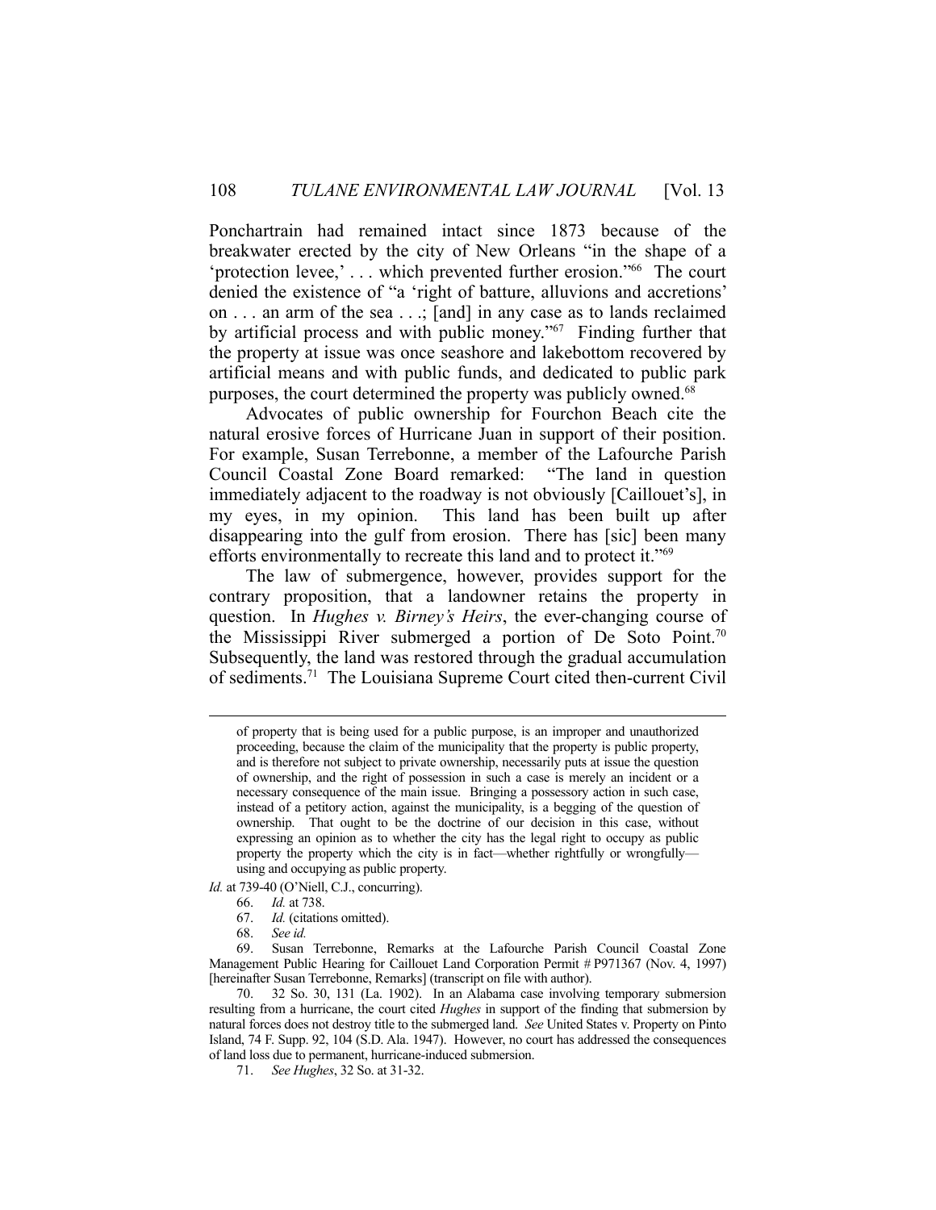Ponchartrain had remained intact since 1873 because of the breakwater erected by the city of New Orleans "in the shape of a 'protection levee,' . . . which prevented further erosion."[66] The court denied the existence of "a 'right of batture, alluvions and accretions' on . . . an arm of the sea . . .; [and] in any case as to lands reclaimed by artificial process and with public money."[67] Finding further that the property at issue was once seashore and lakebottom recovered by artificial means and with public funds, and dedicated to public park purposes, the court determined the property was publicly owned.[68]

Advocates of public ownership for Fourchon Beach cite the natural erosive forces of Hurricane Juan in support of their position. For example, Susan Terrebonne, a member of the Lafourche Parish Council Coastal Zone Board remarked: "The land in question immediately adjacent to the roadway is not obviously [Caillouet's], in my eyes, in my opinion. This land has been built up after disappearing into the gulf from erosion. There has [sic] been many efforts environmentally to recreate this land and to protect it."[69]

The law of submergence, however, provides support for the contrary proposition, that a landowner retains the property in question. In *Hughes v. Birney's Heirs*, the ever-changing course of the Mississippi River submerged a portion of De Soto Point.[70] Subsequently, the land was restored through the gradual accumulation of sediments.[71] The Louisiana Supreme Court cited then-current Civil

---

of property that is being used for a public purpose, is an improper and unauthorized proceeding, because the claim of the municipality that the property is public property, and is therefore not subject to private ownership, necessarily puts at issue the question of ownership, and the right of possession in such a case is merely an incident or a necessary consequence of the main issue. Bringing a possessory action in such case, instead of a petitory action, against the municipality, is a begging of the question of ownership. That ought to be the doctrine of our decision in this case, without expressing an opinion as to whether the city has the legal right to occupy as public property the property which the city is in fact—whether rightfully or wrongfully—using and occupying as public property.

*Id.* at 739-40 (O'Niell, C.J., concurring).

66. *Id.* at 738.

67. *Id.* (citations omitted).

68. *See id.*

69. Susan Terrebonne, Remarks at the Lafourche Parish Council Coastal Zone Management Public Hearing for Caillouet Land Corporation Permit # P971367 (Nov. 4, 1997) [hereinafter Susan Terrebonne, Remarks] (transcript on file with author).

70. 32 So. 30, 131 (La. 1902). In an Alabama case involving temporary submersion resulting from a hurricane, the court cited *Hughes* in support of the finding that submersion by natural forces does not destroy title to the submerged land. *See* United States v. Property on Pinto Island, 74 F. Supp. 92, 104 (S.D. Ala. 1947). However, no court has addressed the consequences of land loss due to permanent, hurricane-induced submersion.

71. *See Hughes*, 32 So. at 31-32.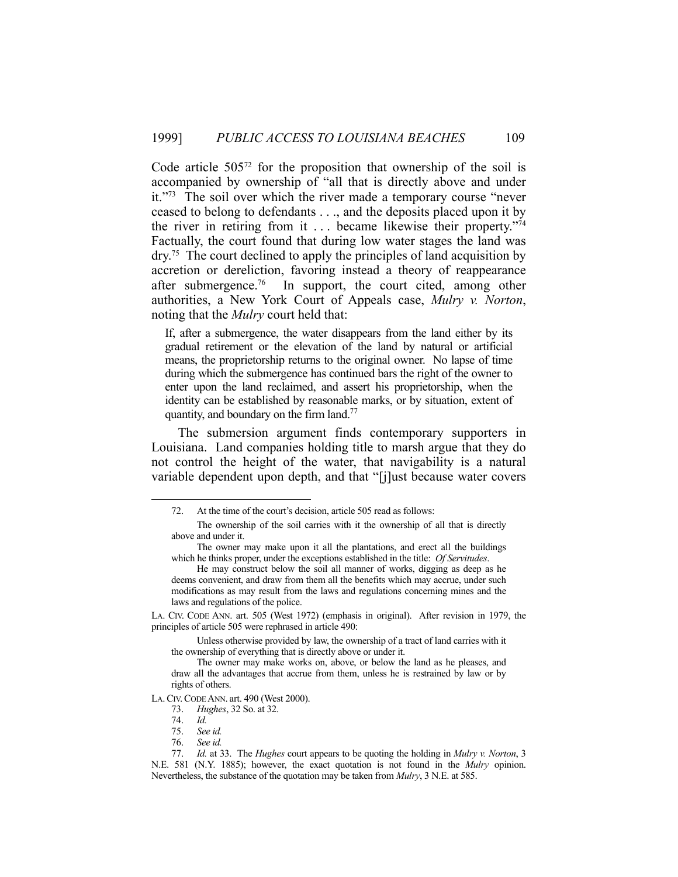Code article 505[72] for the proposition that ownership of the soil is accompanied by ownership of "all that is directly above and under it."[73] The soil over which the river made a temporary course "never ceased to belong to defendants . . ., and the deposits placed upon it by the river in retiring from it . . . became likewise their property."[74] Factually, the court found that during low water stages the land was dry.[75] The court declined to apply the principles of land acquisition by accretion or dereliction, favoring instead a theory of reappearance after submergence.[76] In support, the court cited, among other authorities, a New York Court of Appeals case, *Mulry v. Norton*, noting that the *Mulry* court held that:

> If, after a submergence, the water disappears from the land either by its gradual retirement or the elevation of the land by natural or artificial means, the proprietorship returns to the original owner. No lapse of time during which the submergence has continued bars the right of the owner to enter upon the land reclaimed, and assert his proprietorship, when the identity can be established by reasonable marks, or by situation, extent of quantity, and boundary on the firm land.[77]

The submersion argument finds contemporary supporters in Louisiana. Land companies holding title to marsh argue that they do not control the height of the water, that navigability is a natural variable dependent upon depth, and that "[j]ust because water covers

---

72. At the time of the court's decision, article 505 read as follows:

> The ownership of the soil carries with it the ownership of all that is directly above and under it.
>
> The owner may make upon it all the plantations, and erect all the buildings which he thinks proper, under the exceptions established in the title: *Of Servitudes*.
>
> He may construct below the soil all manner of works, digging as deep as he deems convenient, and draw from them all the benefits which may accrue, under such modifications as may result from the laws and regulations concerning mines and the laws and regulations of the police.

LA. CIV. CODE ANN. art. 505 (West 1972) (emphasis in original). After revision in 1979, the principles of article 505 were rephrased in article 490:

> Unless otherwise provided by law, the ownership of a tract of land carries with it the ownership of everything that is directly above or under it.
>
> The owner may make works on, above, or below the land as he pleases, and draw all the advantages that accrue from them, unless he is restrained by law or by rights of others.

LA. CIV. CODE ANN. art. 490 (West 2000).

73. *Hughes*, 32 So. at 32.

74. *Id.*

75. *See id.*

76. *See id.*

77. *Id.* at 33. The *Hughes* court appears to be quoting the holding in *Mulry v. Norton*, 3 N.E. 581 (N.Y. 1885); however, the exact quotation is not found in the *Mulry* opinion. Nevertheless, the substance of the quotation may be taken from *Mulry*, 3 N.E. at 585.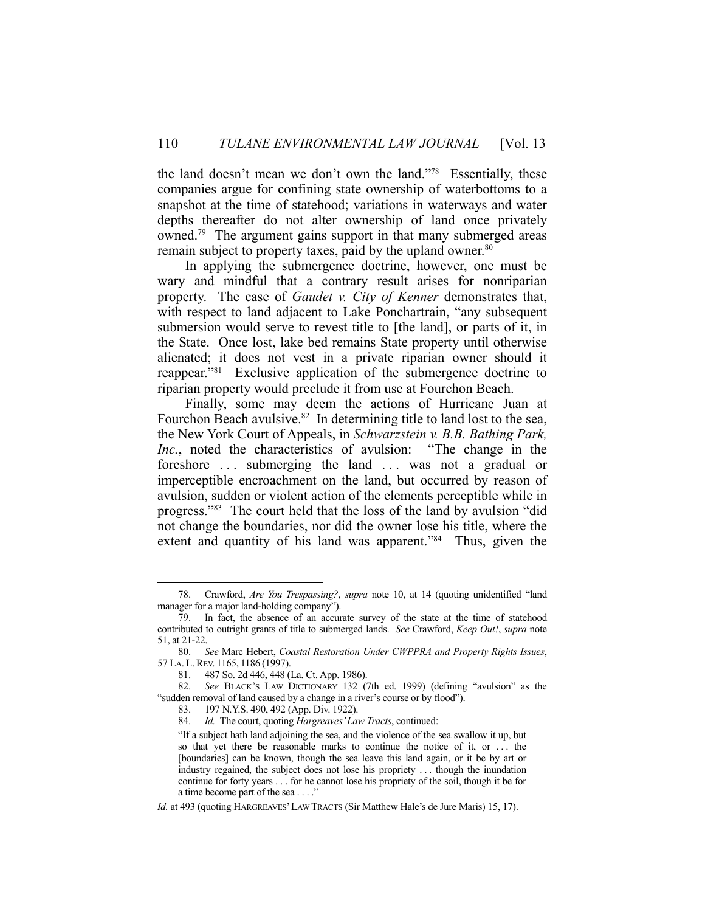the land doesn't mean we don't own the land."[78] Essentially, these companies argue for confining state ownership of waterbottoms to a snapshot at the time of statehood; variations in waterways and water depths thereafter do not alter ownership of land once privately owned.[79] The argument gains support in that many submerged areas remain subject to property taxes, paid by the upland owner.[80]

In applying the submergence doctrine, however, one must be wary and mindful that a contrary result arises for nonriparian property. The case of *Gaudet v. City of Kenner* demonstrates that, with respect to land adjacent to Lake Ponchartrain, "any subsequent submersion would serve to revest title to [the land], or parts of it, in the State. Once lost, lake bed remains State property until otherwise alienated; it does not vest in a private riparian owner should it reappear."[81] Exclusive application of the submergence doctrine to riparian property would preclude it from use at Fourchon Beach.

Finally, some may deem the actions of Hurricane Juan at Fourchon Beach avulsive.[82] In determining title to land lost to the sea, the New York Court of Appeals, in *Schwarzstein v. B.B. Bathing Park, Inc.*, noted the characteristics of avulsion: "The change in the foreshore . . . submerging the land . . . was not a gradual or imperceptible encroachment on the land, but occurred by reason of avulsion, sudden or violent action of the elements perceptible while in progress."[83] The court held that the loss of the land by avulsion "did not change the boundaries, nor did the owner lose his title, where the extent and quantity of his land was apparent."[84] Thus, given the

---

78. Crawford, *Are You Trespassing?*, *supra* note 10, at 14 (quoting unidentified "land manager for a major land-holding company").

79. In fact, the absence of an accurate survey of the state at the time of statehood contributed to outright grants of title to submerged lands. *See* Crawford, *Keep Out!*, *supra* note 51, at 21-22.

80. *See* Marc Hebert, *Coastal Restoration Under CWPPRA and Property Rights Issues*, 57 LA. L. REV. 1165, 1186 (1997).

81. 487 So. 2d 446, 448 (La. Ct. App. 1986).

82. *See* BLACK'S LAW DICTIONARY 132 (7th ed. 1999) (defining "avulsion" as the "sudden removal of land caused by a change in a river's course or by flood").

83. 197 N.Y.S. 490, 492 (App. Div. 1922).

84. *Id.* The court, quoting *Hargreaves' Law Tracts*, continued:

> "If a subject hath land adjoining the sea, and the violence of the sea swallow it up, but so that yet there be reasonable marks to continue the notice of it, or . . . the [boundaries] can be known, though the sea leave this land again, or it be by art or industry regained, the subject does not lose his propriety . . . though the inundation continue for forty years . . . for he cannot lose his propriety of the soil, though it be for a time become part of the sea . . . ."

*Id.* at 493 (quoting HARGREAVES' LAW TRACTS (Sir Matthew Hale's de Jure Maris) 15, 17).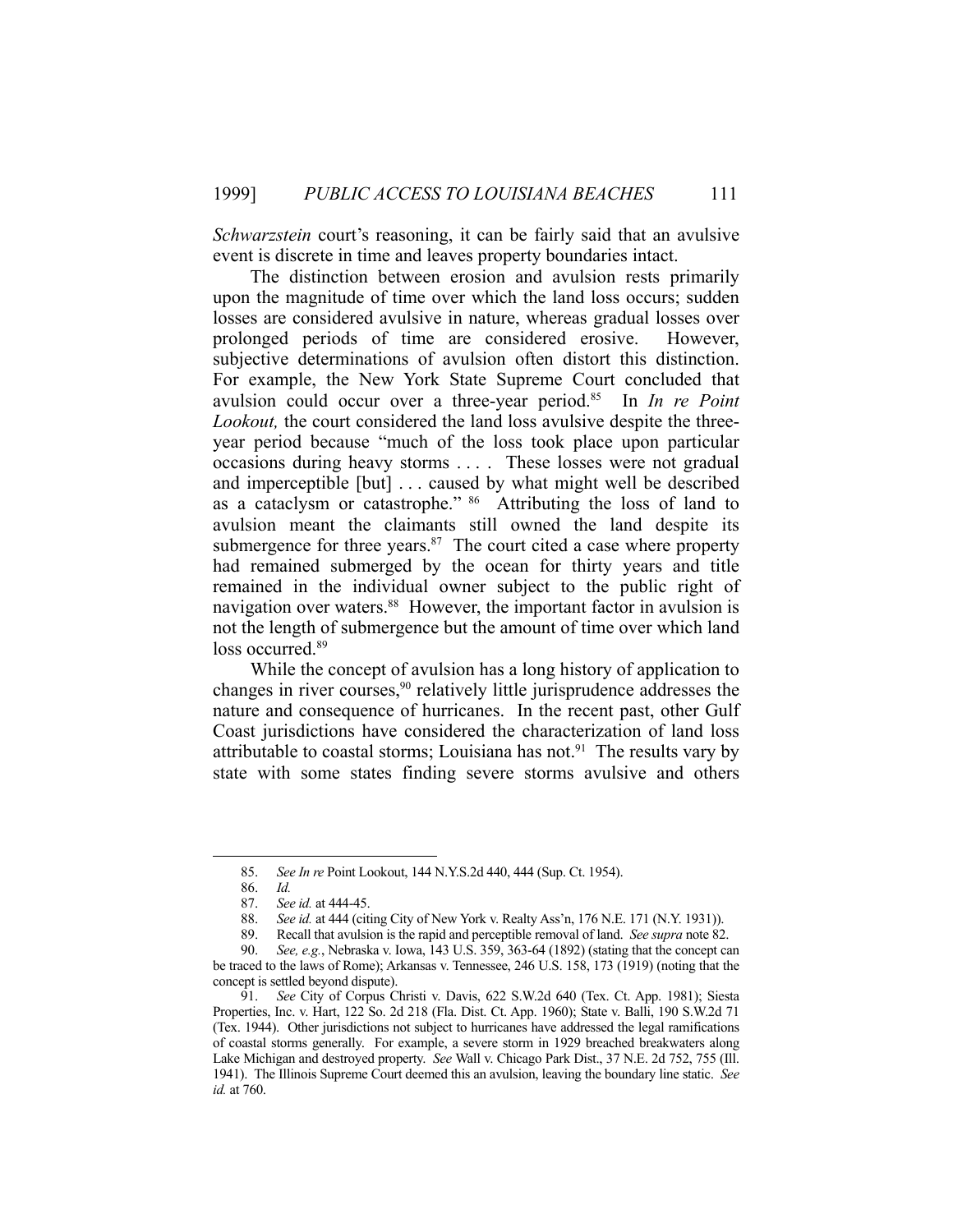*Schwarzstein* court's reasoning, it can be fairly said that an avulsive event is discrete in time and leaves property boundaries intact.

The distinction between erosion and avulsion rests primarily upon the magnitude of time over which the land loss occurs; sudden losses are considered avulsive in nature, whereas gradual losses over prolonged periods of time are considered erosive. However, subjective determinations of avulsion often distort this distinction. For example, the New York State Supreme Court concluded that avulsion could occur over a three-year period.[85] In *In re Point Lookout,* the court considered the land loss avulsive despite the three-year period because "much of the loss took place upon particular occasions during heavy storms . . . . These losses were not gradual and imperceptible [but] . . . caused by what might well be described as a cataclysm or catastrophe." [86] Attributing the loss of land to avulsion meant the claimants still owned the land despite its submergence for three years.[87] The court cited a case where property had remained submerged by the ocean for thirty years and title remained in the individual owner subject to the public right of navigation over waters.[88] However, the important factor in avulsion is not the length of submergence but the amount of time over which land loss occurred.[89]

While the concept of avulsion has a long history of application to changes in river courses,[90] relatively little jurisprudence addresses the nature and consequence of hurricanes. In the recent past, other Gulf Coast jurisdictions have considered the characterization of land loss attributable to coastal storms; Louisiana has not.[91] The results vary by state with some states finding severe storms avulsive and others

---

85. *See In re* Point Lookout, 144 N.Y.S.2d 440, 444 (Sup. Ct. 1954).

86. *Id.*

87. *See id.* at 444-45.

88. *See id.* at 444 (citing City of New York v. Realty Ass'n, 176 N.E. 171 (N.Y. 1931)).

89. Recall that avulsion is the rapid and perceptible removal of land. *See supra* note 82.

90. *See, e.g.*, Nebraska v. Iowa, 143 U.S. 359, 363-64 (1892) (stating that the concept can be traced to the laws of Rome); Arkansas v. Tennessee, 246 U.S. 158, 173 (1919) (noting that the concept is settled beyond dispute).

91. *See* City of Corpus Christi v. Davis, 622 S.W.2d 640 (Tex. Ct. App. 1981); Siesta Properties, Inc. v. Hart, 122 So. 2d 218 (Fla. Dist. Ct. App. 1960); State v. Balli, 190 S.W.2d 71 (Tex. 1944). Other jurisdictions not subject to hurricanes have addressed the legal ramifications of coastal storms generally. For example, a severe storm in 1929 breached breakwaters along Lake Michigan and destroyed property. *See* Wall v. Chicago Park Dist., 37 N.E. 2d 752, 755 (Ill. 1941). The Illinois Supreme Court deemed this an avulsion, leaving the boundary line static. *See id.* at 760.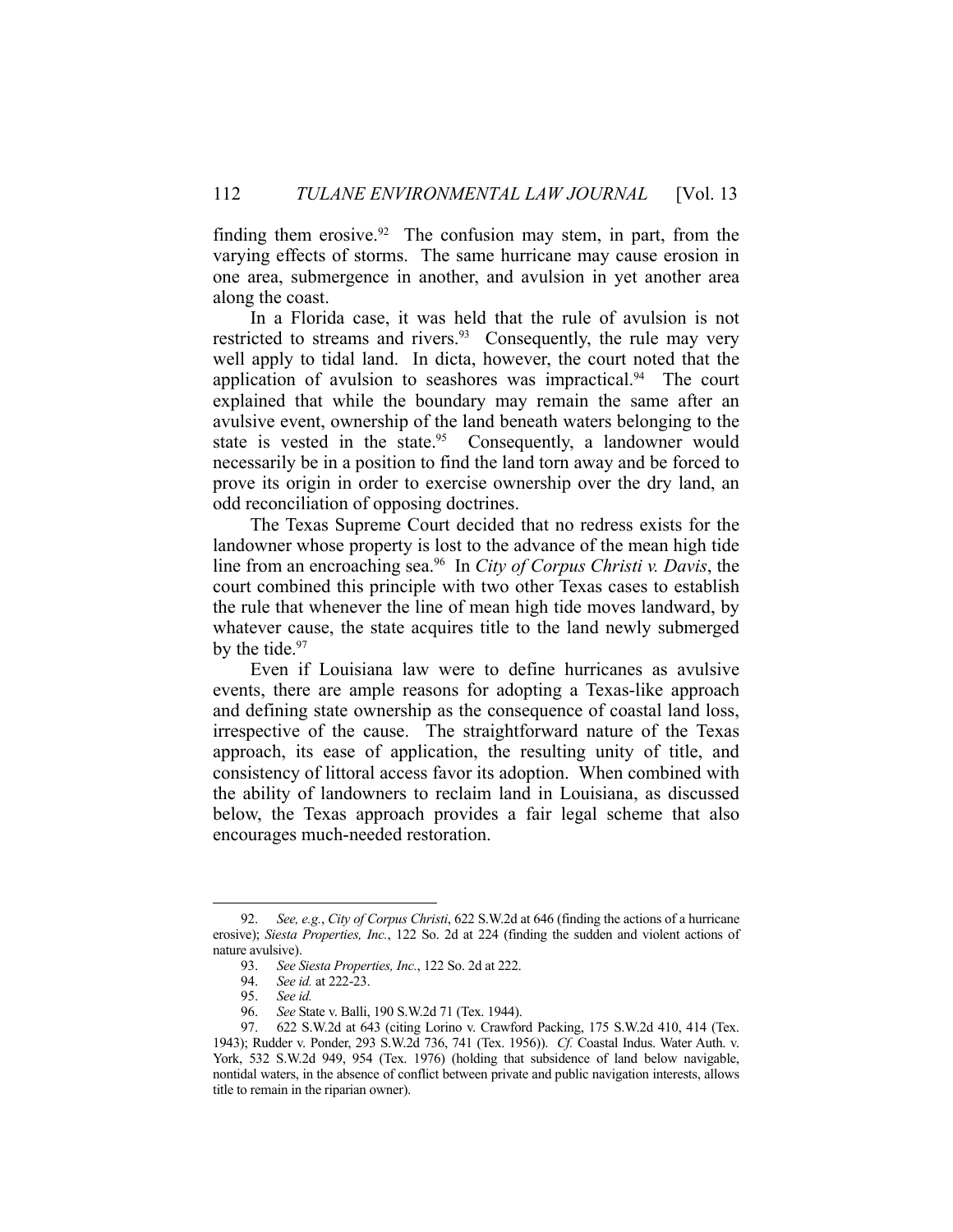finding them erosive.[92] The confusion may stem, in part, from the varying effects of storms. The same hurricane may cause erosion in one area, submergence in another, and avulsion in yet another area along the coast.

In a Florida case, it was held that the rule of avulsion is not restricted to streams and rivers.[93] Consequently, the rule may very well apply to tidal land. In dicta, however, the court noted that the application of avulsion to seashores was impractical.[94] The court explained that while the boundary may remain the same after an avulsive event, ownership of the land beneath waters belonging to the state is vested in the state.[95] Consequently, a landowner would necessarily be in a position to find the land torn away and be forced to prove its origin in order to exercise ownership over the dry land, an odd reconciliation of opposing doctrines.

The Texas Supreme Court decided that no redress exists for the landowner whose property is lost to the advance of the mean high tide line from an encroaching sea.[96] In *City of Corpus Christi v. Davis*, the court combined this principle with two other Texas cases to establish the rule that whenever the line of mean high tide moves landward, by whatever cause, the state acquires title to the land newly submerged by the tide.[97]

Even if Louisiana law were to define hurricanes as avulsive events, there are ample reasons for adopting a Texas-like approach and defining state ownership as the consequence of coastal land loss, irrespective of the cause. The straightforward nature of the Texas approach, its ease of application, the resulting unity of title, and consistency of littoral access favor its adoption. When combined with the ability of landowners to reclaim land in Louisiana, as discussed below, the Texas approach provides a fair legal scheme that also encourages much-needed restoration.

---

92. *See, e.g.*, *City of Corpus Christi*, 622 S.W.2d at 646 (finding the actions of a hurricane erosive); *Siesta Properties, Inc.*, 122 So. 2d at 224 (finding the sudden and violent actions of nature avulsive).

93. *See Siesta Properties, Inc.*, 122 So. 2d at 222.

94. *See id.* at 222-23.

95. *See id.*

96. *See* State v. Balli, 190 S.W.2d 71 (Tex. 1944).

97. 622 S.W.2d at 643 (citing Lorino v. Crawford Packing, 175 S.W.2d 410, 414 (Tex. 1943); Rudder v. Ponder, 293 S.W.2d 736, 741 (Tex. 1956)). *Cf.* Coastal Indus. Water Auth. v. York, 532 S.W.2d 949, 954 (Tex. 1976) (holding that subsidence of land below navigable, nontidal waters, in the absence of conflict between private and public navigation interests, allows title to remain in the riparian owner).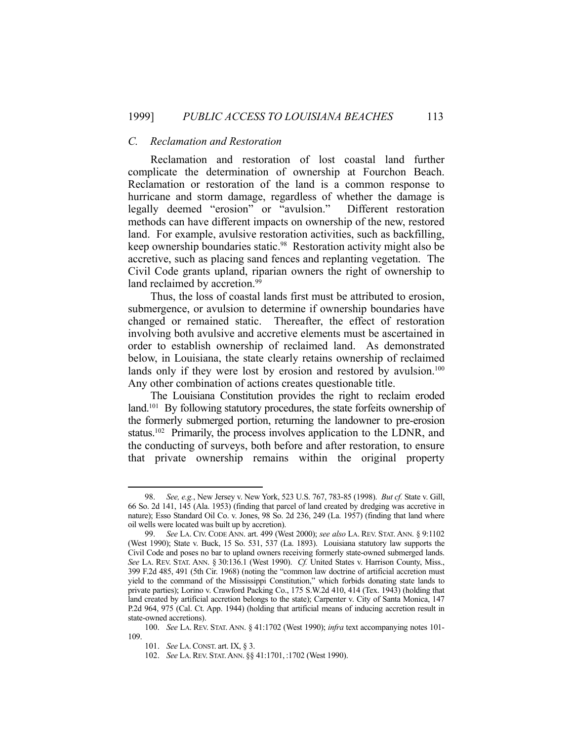### *C. Reclamation and Restoration*

Reclamation and restoration of lost coastal land further complicate the determination of ownership at Fourchon Beach. Reclamation or restoration of the land is a common response to hurricane and storm damage, regardless of whether the damage is legally deemed "erosion" or "avulsion." Different restoration methods can have different impacts on ownership of the new, restored land. For example, avulsive restoration activities, such as backfilling, keep ownership boundaries static.[98] Restoration activity might also be accretive, such as placing sand fences and replanting vegetation. The Civil Code grants upland, riparian owners the right of ownership to land reclaimed by accretion.[99]

Thus, the loss of coastal lands first must be attributed to erosion, submergence, or avulsion to determine if ownership boundaries have changed or remained static. Thereafter, the effect of restoration involving both avulsive and accretive elements must be ascertained in order to establish ownership of reclaimed land. As demonstrated below, in Louisiana, the state clearly retains ownership of reclaimed lands only if they were lost by erosion and restored by avulsion.[100] Any other combination of actions creates questionable title.

The Louisiana Constitution provides the right to reclaim eroded land.[101] By following statutory procedures, the state forfeits ownership of the formerly submerged portion, returning the landowner to pre-erosion status.[102] Primarily, the process involves application to the LDNR, and the conducting of surveys, both before and after restoration, to ensure that private ownership remains within the original property

---

98. *See, e.g.*, New Jersey v. New York, 523 U.S. 767, 783-85 (1998). *But cf.* State v. Gill, 66 So. 2d 141, 145 (Ala. 1953) (finding that parcel of land created by dredging was accretive in nature); Esso Standard Oil Co. v. Jones, 98 So. 2d 236, 249 (La. 1957) (finding that land where oil wells were located was built up by accretion).

99. *See* LA. CIV. CODE ANN. art. 499 (West 2000); *see also* LA. REV. STAT. ANN. § 9:1102 (West 1990); State v. Buck, 15 So. 531, 537 (La. 1893). Louisiana statutory law supports the Civil Code and poses no bar to upland owners receiving formerly state-owned submerged lands. *See* LA. REV. STAT. ANN. § 30:136.1 (West 1990). *Cf.* United States v. Harrison County, Miss., 399 F.2d 485, 491 (5th Cir. 1968) (noting the "common law doctrine of artificial accretion must yield to the command of the Mississippi Constitution," which forbids donating state lands to private parties); Lorino v. Crawford Packing Co., 175 S.W.2d 410, 414 (Tex. 1943) (holding that land created by artificial accretion belongs to the state); Carpenter v. City of Santa Monica, 147 P.2d 964, 975 (Cal. Ct. App. 1944) (holding that artificial means of inducing accretion result in state-owned accretions).

100. *See* LA. REV. STAT. ANN. § 41:1702 (West 1990); *infra* text accompanying notes 101-109.

101. *See* LA. CONST. art. IX, § 3.

102. *See* LA. REV. STAT. ANN. §§ 41:1701, :1702 (West 1990).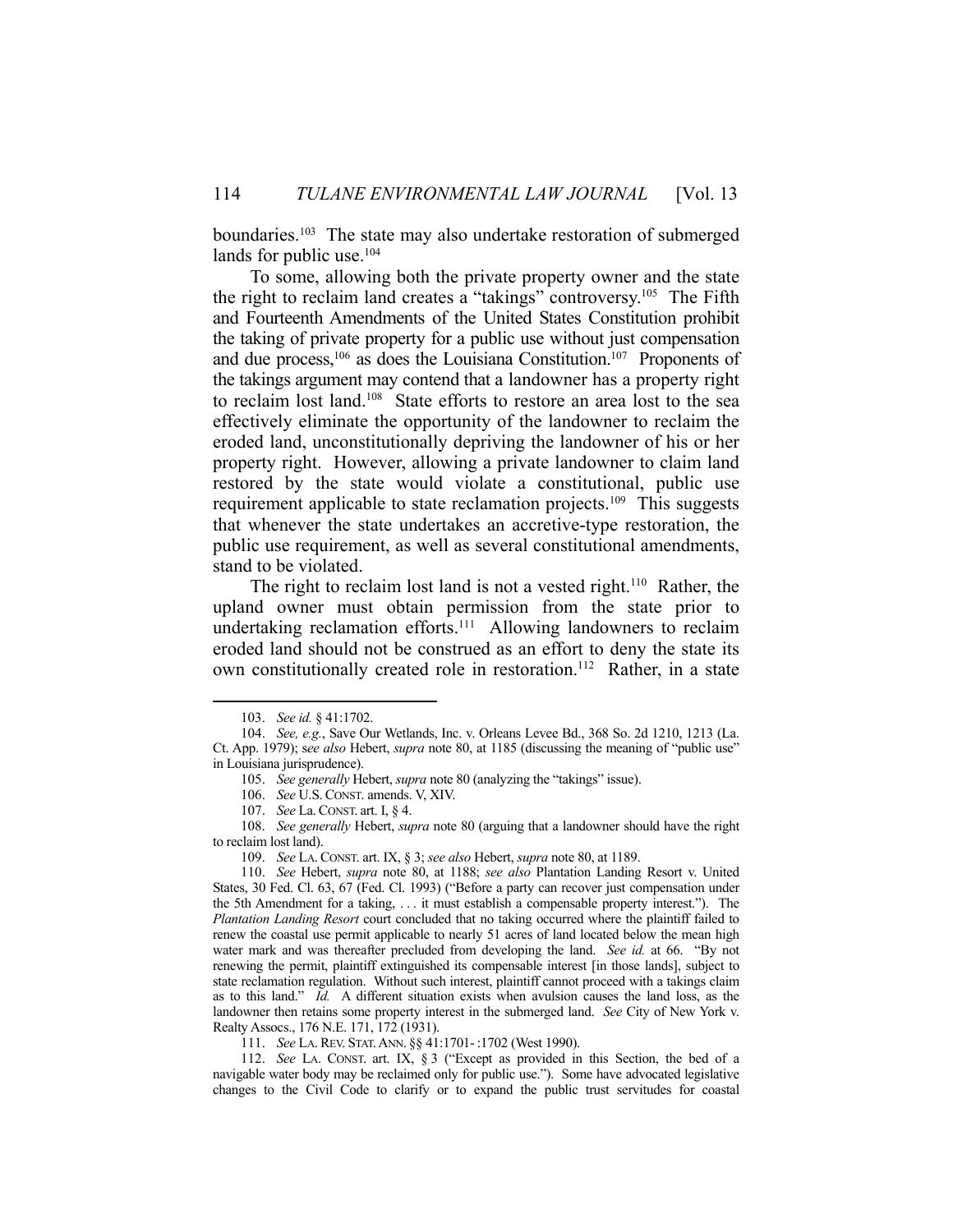boundaries.[103] The state may also undertake restoration of submerged lands for public use.[104]

To some, allowing both the private property owner and the state the right to reclaim land creates a "takings" controversy.[105] The Fifth and Fourteenth Amendments of the United States Constitution prohibit the taking of private property for a public use without just compensation and due process,[106] as does the Louisiana Constitution.[107] Proponents of the takings argument may contend that a landowner has a property right to reclaim lost land.[108] State efforts to restore an area lost to the sea effectively eliminate the opportunity of the landowner to reclaim the eroded land, unconstitutionally depriving the landowner of his or her property right. However, allowing a private landowner to claim land restored by the state would violate a constitutional, public use requirement applicable to state reclamation projects.[109] This suggests that whenever the state undertakes an accretive-type restoration, the public use requirement, as well as several constitutional amendments, stand to be violated.

The right to reclaim lost land is not a vested right.[110] Rather, the upland owner must obtain permission from the state prior to undertaking reclamation efforts.[111] Allowing landowners to reclaim eroded land should not be construed as an effort to deny the state its own constitutionally created role in restoration.[112] Rather, in a state

---

103. *See id.* § 41:1702.

104. *See, e.g.*, Save Our Wetlands, Inc. v. Orleans Levee Bd., 368 So. 2d 1210, 1213 (La. Ct. App. 1979); s*ee also* Hebert, *supra* note 80, at 1185 (discussing the meaning of "public use" in Louisiana jurisprudence).

105. *See generally* Hebert, *supra* note 80 (analyzing the "takings" issue).

106. *See* U.S. CONST. amends. V, XIV.

107. *See* La. CONST. art. I, § 4.

108. *See generally* Hebert, *supra* note 80 (arguing that a landowner should have the right to reclaim lost land).

109. *See* LA. CONST. art. IX, § 3; *see also* Hebert, *supra* note 80, at 1189.

110. *See* Hebert, *supra* note 80, at 1188; *see also* Plantation Landing Resort v. United States, 30 Fed. Cl. 63, 67 (Fed. Cl. 1993) ("Before a party can recover just compensation under the 5th Amendment for a taking, . . . it must establish a compensable property interest."). The *Plantation Landing Resort* court concluded that no taking occurred where the plaintiff failed to renew the coastal use permit applicable to nearly 51 acres of land located below the mean high water mark and was thereafter precluded from developing the land. *See id.* at 66. "By not renewing the permit, plaintiff extinguished its compensable interest [in those lands], subject to state reclamation regulation. Without such interest, plaintiff cannot proceed with a takings claim as to this land." *Id.* A different situation exists when avulsion causes the land loss, as the landowner then retains some property interest in the submerged land. *See* City of New York v. Realty Assocs., 176 N.E. 171, 172 (1931).

111. *See* LA. REV. STAT. ANN. §§ 41:1701- :1702 (West 1990).

112. *See* LA. CONST. art. IX, § 3 ("Except as provided in this Section, the bed of a navigable water body may be reclaimed only for public use."). Some have advocated legislative changes to the Civil Code to clarify or to expand the public trust servitudes for coastal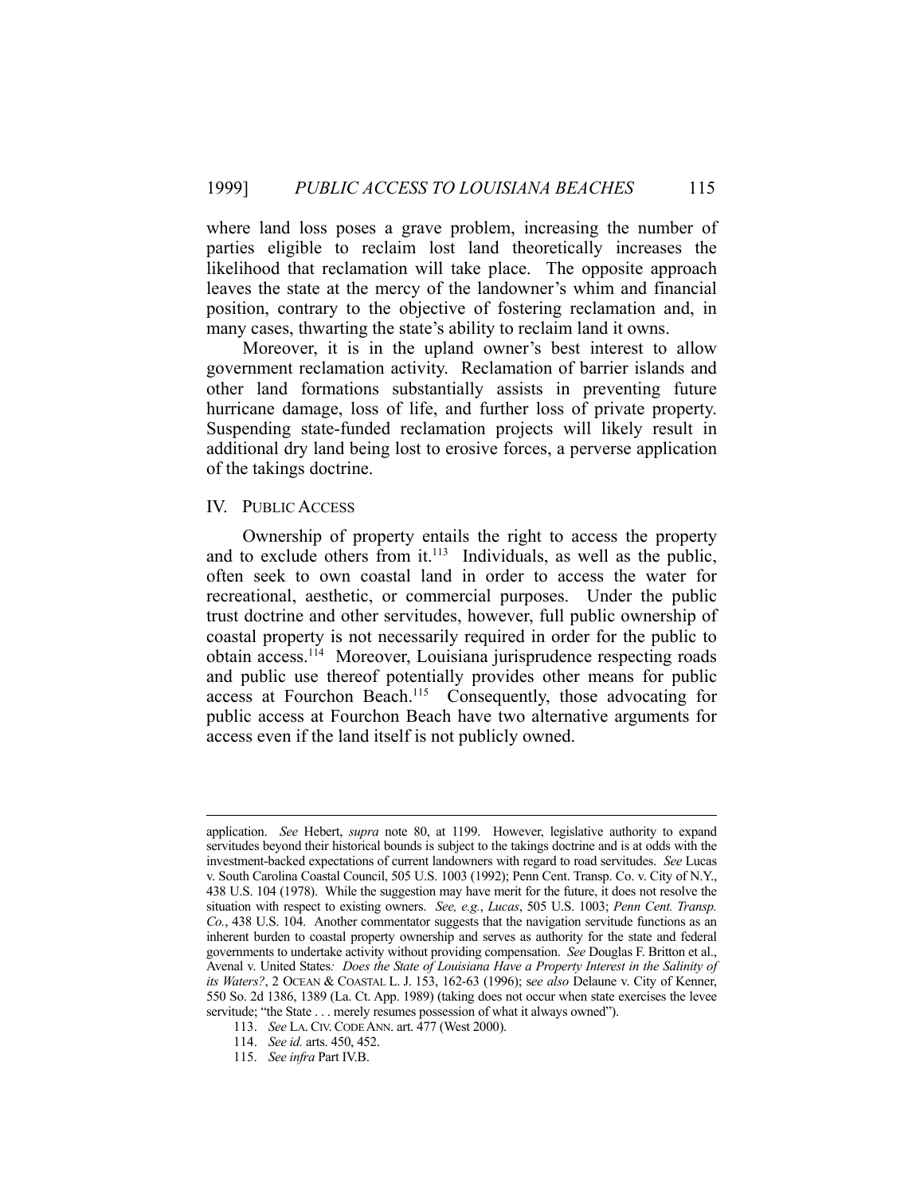where land loss poses a grave problem, increasing the number of parties eligible to reclaim lost land theoretically increases the likelihood that reclamation will take place. The opposite approach leaves the state at the mercy of the landowner's whim and financial position, contrary to the objective of fostering reclamation and, in many cases, thwarting the state's ability to reclaim land it owns.

Moreover, it is in the upland owner's best interest to allow government reclamation activity. Reclamation of barrier islands and other land formations substantially assists in preventing future hurricane damage, loss of life, and further loss of private property. Suspending state-funded reclamation projects will likely result in additional dry land being lost to erosive forces, a perverse application of the takings doctrine.

## IV. PUBLIC ACCESS

Ownership of property entails the right to access the property and to exclude others from it.[113] Individuals, as well as the public, often seek to own coastal land in order to access the water for recreational, aesthetic, or commercial purposes. Under the public trust doctrine and other servitudes, however, full public ownership of coastal property is not necessarily required in order for the public to obtain access.[114] Moreover, Louisiana jurisprudence respecting roads and public use thereof potentially provides other means for public access at Fourchon Beach.[115] Consequently, those advocating for public access at Fourchon Beach have two alternative arguments for access even if the land itself is not publicly owned.

---

application. *See* Hebert, *supra* note 80, at 1199. However, legislative authority to expand servitudes beyond their historical bounds is subject to the takings doctrine and is at odds with the investment-backed expectations of current landowners with regard to road servitudes. *See* Lucas v. South Carolina Coastal Council, 505 U.S. 1003 (1992); Penn Cent. Transp. Co. v. City of N.Y., 438 U.S. 104 (1978). While the suggestion may have merit for the future, it does not resolve the situation with respect to existing owners. *See, e.g.*, *Lucas*, 505 U.S. 1003; *Penn Cent. Transp. Co.*, 438 U.S. 104. Another commentator suggests that the navigation servitude functions as an inherent burden to coastal property ownership and serves as authority for the state and federal governments to undertake activity without providing compensation. *See* Douglas F. Britton et al., Avenal v. United States*: Does the State of Louisiana Have a Property Interest in the Salinity of its Waters?*, 2 OCEAN & COASTAL L. J. 153, 162-63 (1996); s*ee also* Delaune v. City of Kenner, 550 So. 2d 1386, 1389 (La. Ct. App. 1989) (taking does not occur when state exercises the levee servitude; "the State . . . merely resumes possession of what it always owned").

113. *See* LA. CIV. CODE ANN. art. 477 (West 2000).

114. *See id.* arts. 450, 452.

115. *See infra* Part IV.B.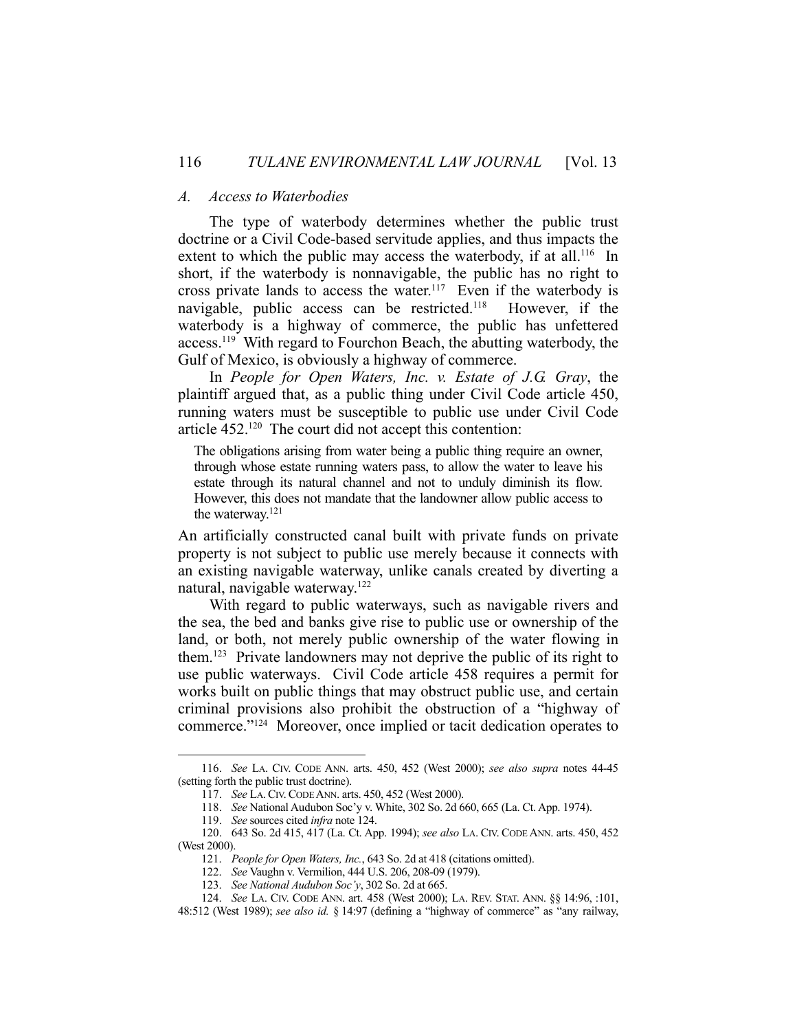### A. Access to Waterbodies

The type of waterbody determines whether the public trust doctrine or a Civil Code-based servitude applies, and thus impacts the extent to which the public may access the waterbody, if at all.[116] In short, if the waterbody is nonnavigable, the public has no right to cross private lands to access the water.[117] Even if the waterbody is navigable, public access can be restricted.[118] However, if the waterbody is a highway of commerce, the public has unfettered access.[119] With regard to Fourchon Beach, the abutting waterbody, the Gulf of Mexico, is obviously a highway of commerce.

In *People for Open Waters, Inc. v. Estate of J.G. Gray*, the plaintiff argued that, as a public thing under Civil Code article 450, running waters must be susceptible to public use under Civil Code article 452.[120] The court did not accept this contention:

> The obligations arising from water being a public thing require an owner, through whose estate running waters pass, to allow the water to leave his estate through its natural channel and not to unduly diminish its flow. However, this does not mandate that the landowner allow public access to the waterway.[121]

An artificially constructed canal built with private funds on private property is not subject to public use merely because it connects with an existing navigable waterway, unlike canals created by diverting a natural, navigable waterway.[122]

With regard to public waterways, such as navigable rivers and the sea, the bed and banks give rise to public use or ownership of the land, or both, not merely public ownership of the water flowing in them.[123] Private landowners may not deprive the public of its right to use public waterways. Civil Code article 458 requires a permit for works built on public things that may obstruct public use, and certain criminal provisions also prohibit the obstruction of a "highway of commerce."[124] Moreover, once implied or tacit dedication operates to

---

116. *See* LA. CIV. CODE ANN. arts. 450, 452 (West 2000); *see also supra* notes 44-45 (setting forth the public trust doctrine).

117. *See* LA. CIV. CODE ANN. arts. 450, 452 (West 2000).

118. *See* National Audubon Soc'y v. White, 302 So. 2d 660, 665 (La. Ct. App. 1974).

119. *See* sources cited *infra* note 124.

120. 643 So. 2d 415, 417 (La. Ct. App. 1994); *see also* LA. CIV. CODE ANN. arts. 450, 452 (West 2000).

121. *People for Open Waters, Inc.*, 643 So. 2d at 418 (citations omitted).

122. *See* Vaughn v. Vermilion, 444 U.S. 206, 208-09 (1979).

123. *See National Audubon Soc'y*, 302 So. 2d at 665.

124. *See* LA. CIV. CODE ANN. art. 458 (West 2000); LA. REV. STAT. ANN. §§ 14:96, :101, 48:512 (West 1989); *see also id.* § 14:97 (defining a "highway of commerce" as "any railway,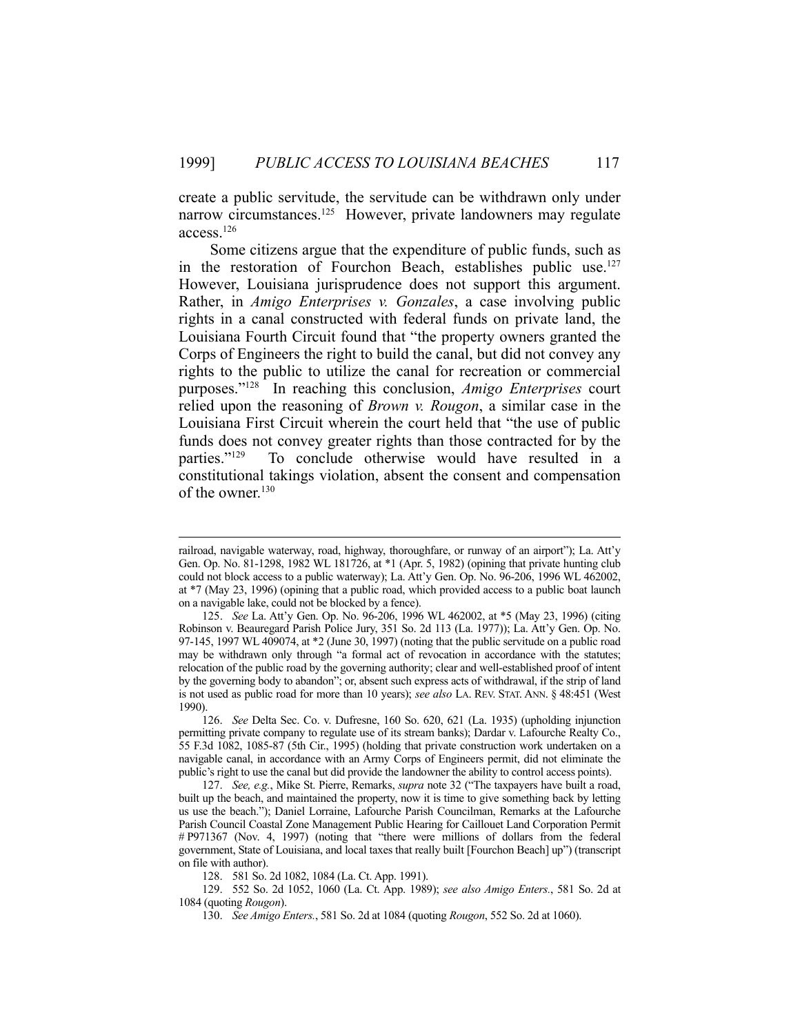create a public servitude, the servitude can be withdrawn only under narrow circumstances.[125] However, private landowners may regulate access.[126]

Some citizens argue that the expenditure of public funds, such as in the restoration of Fourchon Beach, establishes public use.[127] However, Louisiana jurisprudence does not support this argument. Rather, in *Amigo Enterprises v. Gonzales*, a case involving public rights in a canal constructed with federal funds on private land, the Louisiana Fourth Circuit found that "the property owners granted the Corps of Engineers the right to build the canal, but did not convey any rights to the public to utilize the canal for recreation or commercial purposes."[128] In reaching this conclusion, *Amigo Enterprises* court relied upon the reasoning of *Brown v. Rougon*, a similar case in the Louisiana First Circuit wherein the court held that "the use of public funds does not convey greater rights than those contracted for by the parties."[129] To conclude otherwise would have resulted in a constitutional takings violation, absent the consent and compensation of the owner.[130]

---

railroad, navigable waterway, road, highway, thoroughfare, or runway of an airport"); La. Att'y Gen. Op. No. 81-1298, 1982 WL 181726, at *1 (Apr. 5, 1982) (opining that private hunting club could not block access to a public waterway); La. Att'y Gen. Op. No. 96-206, 1996 WL 462002, at *7 (May 23, 1996) (opining that a public road, which provided access to a public boat launch on a navigable lake, could not be blocked by a fence).

125. *See* La. Att'y Gen. Op. No. 96-206, 1996 WL 462002, at *5 (May 23, 1996) (citing Robinson v. Beauregard Parish Police Jury, 351 So. 2d 113 (La. 1977)); La. Att'y Gen. Op. No. 97-145, 1997 WL 409074, at *2 (June 30, 1997) (noting that the public servitude on a public road may be withdrawn only through "a formal act of revocation in accordance with the statutes; relocation of the public road by the governing authority; clear and well-established proof of intent by the governing body to abandon"; or, absent such express acts of withdrawal, if the strip of land is not used as public road for more than 10 years); *see also* LA. REV. STAT. ANN. § 48:451 (West 1990).

126. *See* Delta Sec. Co. v. Dufresne, 160 So. 620, 621 (La. 1935) (upholding injunction permitting private company to regulate use of its stream banks); Dardar v. Lafourche Realty Co., 55 F.3d 1082, 1085-87 (5th Cir., 1995) (holding that private construction work undertaken on a navigable canal, in accordance with an Army Corps of Engineers permit, did not eliminate the public's right to use the canal but did provide the landowner the ability to control access points).

127. *See, e.g.*, Mike St. Pierre, Remarks, *supra* note 32 ("The taxpayers have built a road, built up the beach, and maintained the property, now it is time to give something back by letting us use the beach."); Daniel Lorraine, Lafourche Parish Councilman, Remarks at the Lafourche Parish Council Coastal Zone Management Public Hearing for Caillouet Land Corporation Permit # P971367 (Nov. 4, 1997) (noting that "there were millions of dollars from the federal government, State of Louisiana, and local taxes that really built [Fourchon Beach] up") (transcript on file with author).

128. 581 So. 2d 1082, 1084 (La. Ct. App. 1991).

129. 552 So. 2d 1052, 1060 (La. Ct. App. 1989); *see also Amigo Enters.*, 581 So. 2d at 1084 (quoting *Rougon*).

130. *See Amigo Enters.*, 581 So. 2d at 1084 (quoting *Rougon*, 552 So. 2d at 1060).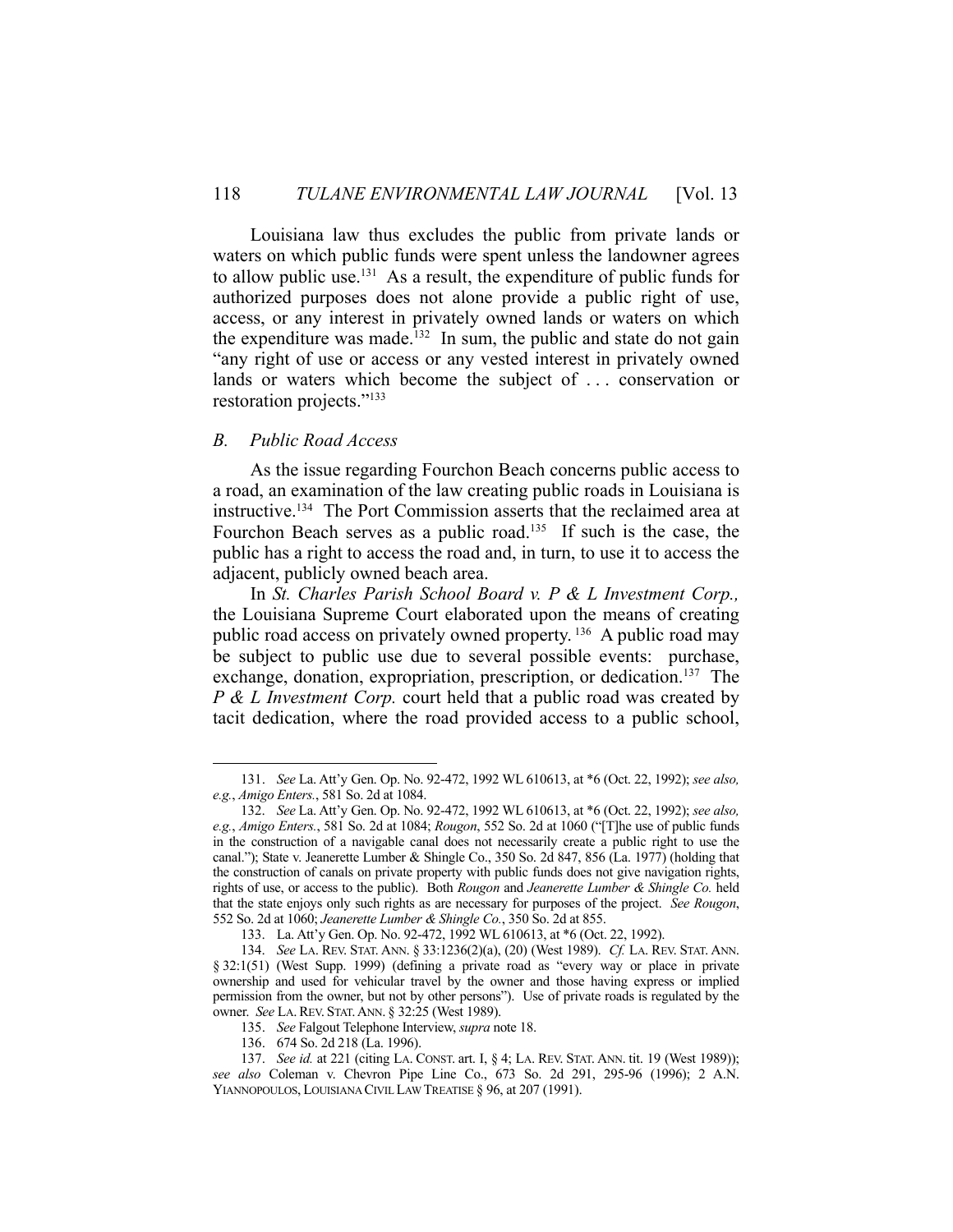Louisiana law thus excludes the public from private lands or waters on which public funds were spent unless the landowner agrees to allow public use.[131] As a result, the expenditure of public funds for authorized purposes does not alone provide a public right of use, access, or any interest in privately owned lands or waters on which the expenditure was made.[132] In sum, the public and state do not gain "any right of use or access or any vested interest in privately owned lands or waters which become the subject of . . . conservation or restoration projects."[133]

### *B. Public Road Access*

As the issue regarding Fourchon Beach concerns public access to a road, an examination of the law creating public roads in Louisiana is instructive.[134] The Port Commission asserts that the reclaimed area at Fourchon Beach serves as a public road.[135] If such is the case, the public has a right to access the road and, in turn, to use it to access the adjacent, publicly owned beach area.

In *St. Charles Parish School Board v. P & L Investment Corp.,* the Louisiana Supreme Court elaborated upon the means of creating public road access on privately owned property.[136] A public road may be subject to public use due to several possible events: purchase, exchange, donation, expropriation, prescription, or dedication.[137] The *P & L Investment Corp.* court held that a public road was created by tacit dedication, where the road provided access to a public school,

---

131. *See* La. Att'y Gen. Op. No. 92-472, 1992 WL 610613, at *6 (Oct. 22, 1992); *see also, e.g.*, *Amigo Enters.*, 581 So. 2d at 1084.

132. *See* La. Att'y Gen. Op. No. 92-472, 1992 WL 610613, at *6 (Oct. 22, 1992); *see also, e.g.*, *Amigo Enters.*, 581 So. 2d at 1084; *Rougon*, 552 So. 2d at 1060 ("[T]he use of public funds in the construction of a navigable canal does not necessarily create a public right to use the canal."); State v. Jeanerette Lumber & Shingle Co., 350 So. 2d 847, 856 (La. 1977) (holding that the construction of canals on private property with public funds does not give navigation rights, rights of use, or access to the public). Both *Rougon* and *Jeanerette Lumber & Shingle Co.* held that the state enjoys only such rights as are necessary for purposes of the project. *See Rougon*, 552 So. 2d at 1060; *Jeanerette Lumber & Shingle Co.*, 350 So. 2d at 855.

133. La. Att'y Gen. Op. No. 92-472, 1992 WL 610613, at *6 (Oct. 22, 1992).

134. *See* LA. REV. STAT. ANN. § 33:1236(2)(a), (20) (West 1989). *Cf.* LA. REV. STAT. ANN. § 32:1(51) (West Supp. 1999) (defining a private road as "every way or place in private ownership and used for vehicular travel by the owner and those having express or implied permission from the owner, but not by other persons"). Use of private roads is regulated by the owner. *See* LA. REV. STAT. ANN. § 32:25 (West 1989).

135. *See* Falgout Telephone Interview, *supra* note 18.

136. 674 So. 2d 218 (La. 1996).

137. *See id.* at 221 (citing LA. CONST. art. I, § 4; LA. REV. STAT. ANN. tit. 19 (West 1989)); *see also* Coleman v. Chevron Pipe Line Co., 673 So. 2d 291, 295-96 (1996); 2 A.N. YIANNOPOULOS, LOUISIANA CIVIL LAW TREATISE § 96, at 207 (1991).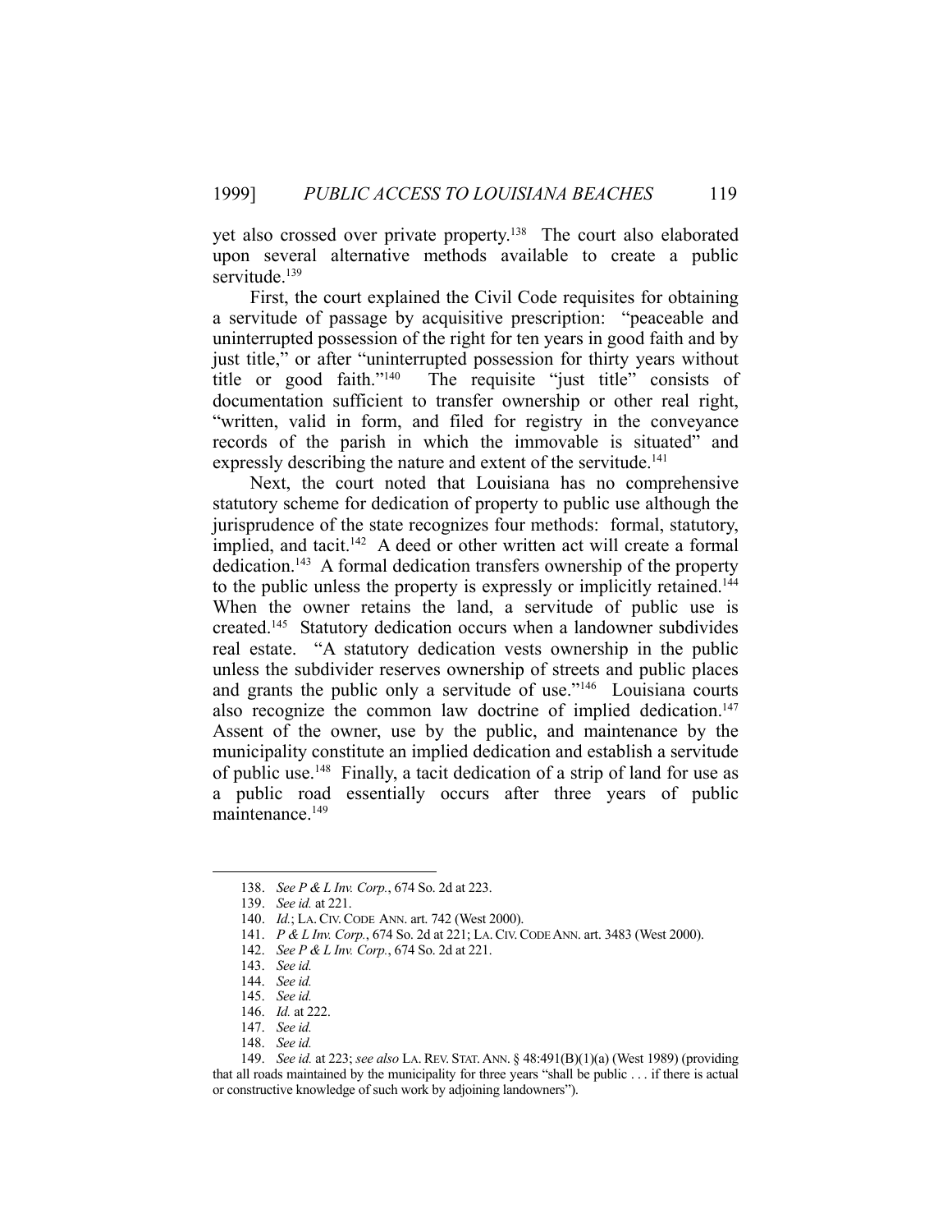yet also crossed over private property.[138] The court also elaborated upon several alternative methods available to create a public servitude.[139]

First, the court explained the Civil Code requisites for obtaining a servitude of passage by acquisitive prescription: "peaceable and uninterrupted possession of the right for ten years in good faith and by just title," or after "uninterrupted possession for thirty years without title or good faith."[140] The requisite "just title" consists of documentation sufficient to transfer ownership or other real right, "written, valid in form, and filed for registry in the conveyance records of the parish in which the immovable is situated" and expressly describing the nature and extent of the servitude.[141]

Next, the court noted that Louisiana has no comprehensive statutory scheme for dedication of property to public use although the jurisprudence of the state recognizes four methods: formal, statutory, implied, and tacit.[142] A deed or other written act will create a formal dedication.[143] A formal dedication transfers ownership of the property to the public unless the property is expressly or implicitly retained.[144] When the owner retains the land, a servitude of public use is created.[145] Statutory dedication occurs when a landowner subdivides real estate. "A statutory dedication vests ownership in the public unless the subdivider reserves ownership of streets and public places and grants the public only a servitude of use."[146] Louisiana courts also recognize the common law doctrine of implied dedication.[147] Assent of the owner, use by the public, and maintenance by the municipality constitute an implied dedication and establish a servitude of public use.[148] Finally, a tacit dedication of a strip of land for use as a public road essentially occurs after three years of public maintenance.[149]

---

138. *See P & L Inv. Corp.*, 674 So. 2d at 223.

139. *See id.* at 221.

140. *Id.*; LA. CIV. CODE ANN. art. 742 (West 2000).

141. *P & L Inv. Corp.*, 674 So. 2d at 221; LA. CIV. CODE ANN. art. 3483 (West 2000).

142. *See P & L Inv. Corp.*, 674 So. 2d at 221.

143. *See id.*

144. *See id.*

145. *See id.*

146. *Id.* at 222.

147. *See id.*

148. *See id.*

149. *See id.* at 223; *see also* LA. REV. STAT. ANN. § 48:491(B)(1)(a) (West 1989) (providing that all roads maintained by the municipality for three years "shall be public . . . if there is actual or constructive knowledge of such work by adjoining landowners").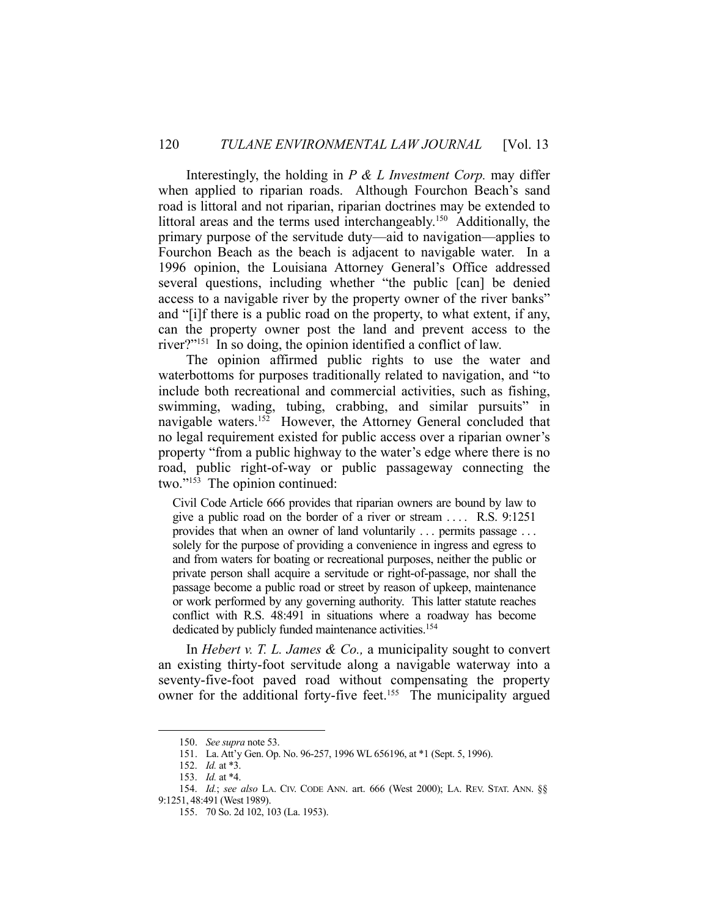Interestingly, the holding in *P & L Investment Corp.* may differ when applied to riparian roads. Although Fourchon Beach's sand road is littoral and not riparian, riparian doctrines may be extended to littoral areas and the terms used interchangeably.[150] Additionally, the primary purpose of the servitude duty—aid to navigation—applies to Fourchon Beach as the beach is adjacent to navigable water. In a 1996 opinion, the Louisiana Attorney General's Office addressed several questions, including whether "the public [can] be denied access to a navigable river by the property owner of the river banks" and "[i]f there is a public road on the property, to what extent, if any, can the property owner post the land and prevent access to the river?"[151] In so doing, the opinion identified a conflict of law.

The opinion affirmed public rights to use the water and waterbottoms for purposes traditionally related to navigation, and "to include both recreational and commercial activities, such as fishing, swimming, wading, tubing, crabbing, and similar pursuits" in navigable waters.[152] However, the Attorney General concluded that no legal requirement existed for public access over a riparian owner's property "from a public highway to the water's edge where there is no road, public right-of-way or public passageway connecting the two."[153] The opinion continued:

> Civil Code Article 666 provides that riparian owners are bound by law to give a public road on the border of a river or stream . . . . R.S. 9:1251 provides that when an owner of land voluntarily . . . permits passage . . . solely for the purpose of providing a convenience in ingress and egress to and from waters for boating or recreational purposes, neither the public or private person shall acquire a servitude or right-of-passage, nor shall the passage become a public road or street by reason of upkeep, maintenance or work performed by any governing authority. This latter statute reaches conflict with R.S. 48:491 in situations where a roadway has become dedicated by publicly funded maintenance activities.[154]

In *Hebert v. T. L. James & Co.,* a municipality sought to convert an existing thirty-foot servitude along a navigable waterway into a seventy-five-foot paved road without compensating the property owner for the additional forty-five feet.[155] The municipality argued

---

150. *See supra* note 53.

151. La. Att'y Gen. Op. No. 96-257, 1996 WL 656196, at *1 (Sept. 5, 1996).

152. *Id.* at *3.

153. *Id.* at *4.

154. *Id.*; *see also* LA. CIV. CODE ANN. art. 666 (West 2000); LA. REV. STAT. ANN. §§ 9:1251, 48:491 (West 1989).

155. 70 So. 2d 102, 103 (La. 1953).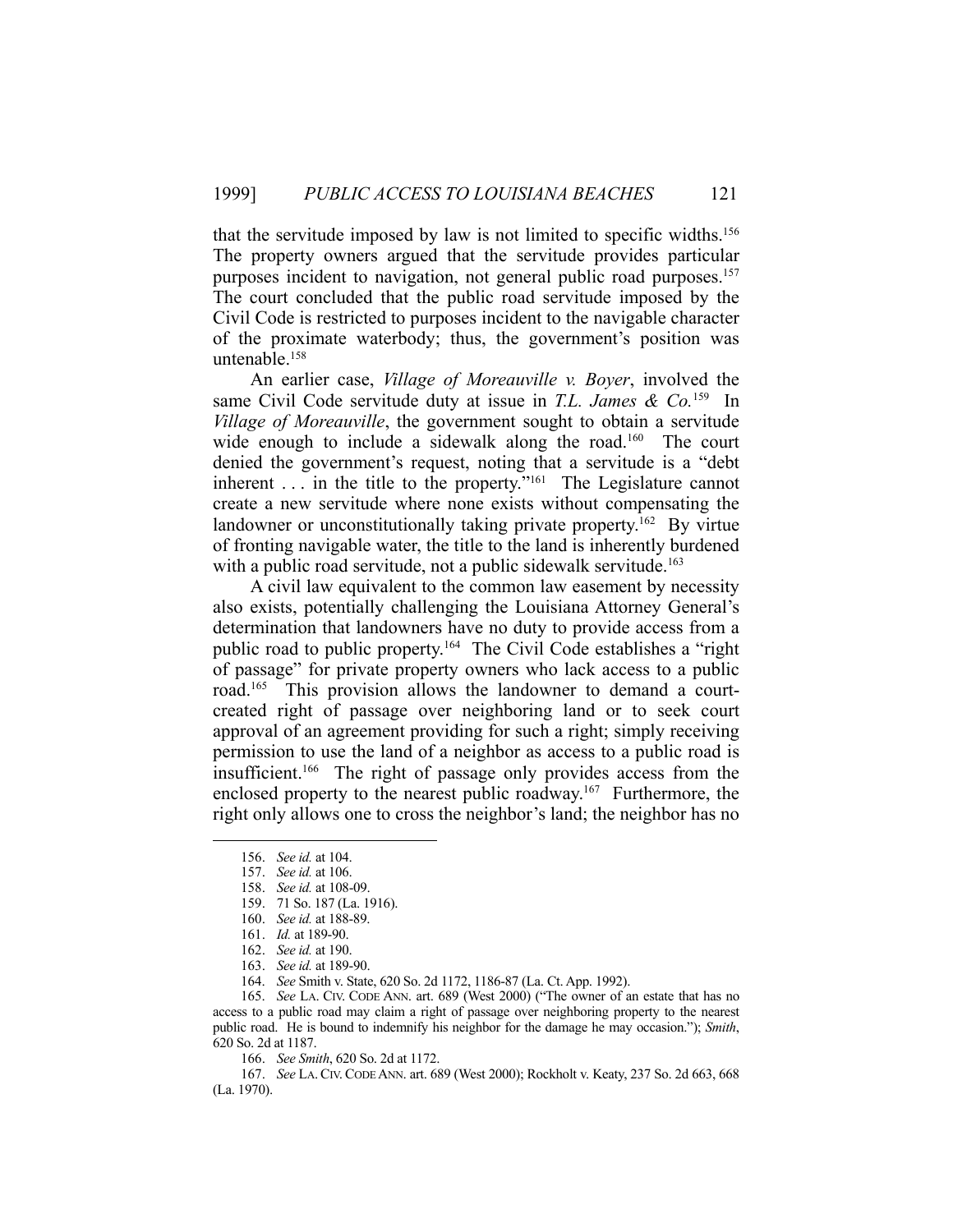that the servitude imposed by law is not limited to specific widths.[156] The property owners argued that the servitude provides particular purposes incident to navigation, not general public road purposes.[157] The court concluded that the public road servitude imposed by the Civil Code is restricted to purposes incident to the navigable character of the proximate waterbody; thus, the government's position was untenable.[158]

An earlier case, *Village of Moreauville v. Boyer*, involved the same Civil Code servitude duty at issue in *T.L. James & Co.*[159] In *Village of Moreauville*, the government sought to obtain a servitude wide enough to include a sidewalk along the road.[160] The court denied the government's request, noting that a servitude is a "debt inherent . . . in the title to the property."[161] The Legislature cannot create a new servitude where none exists without compensating the landowner or unconstitutionally taking private property.[162] By virtue of fronting navigable water, the title to the land is inherently burdened with a public road servitude, not a public sidewalk servitude.[163]

A civil law equivalent to the common law easement by necessity also exists, potentially challenging the Louisiana Attorney General's determination that landowners have no duty to provide access from a public road to public property.[164] The Civil Code establishes a "right of passage" for private property owners who lack access to a public road.[165] This provision allows the landowner to demand a court-created right of passage over neighboring land or to seek court approval of an agreement providing for such a right; simply receiving permission to use the land of a neighbor as access to a public road is insufficient.[166] The right of passage only provides access from the enclosed property to the nearest public roadway.[167] Furthermore, the right only allows one to cross the neighbor's land; the neighbor has no

---

156. *See id.* at 104.

157. *See id.* at 106.

158. *See id.* at 108-09.

159. 71 So. 187 (La. 1916).

160. *See id.* at 188-89.

161. *Id.* at 189-90.

162. *See id.* at 190.

163. *See id.* at 189-90.

164. *See* Smith v. State, 620 So. 2d 1172, 1186-87 (La. Ct. App. 1992).

165. *See* LA. CIV. CODE ANN. art. 689 (West 2000) ("The owner of an estate that has no access to a public road may claim a right of passage over neighboring property to the nearest public road. He is bound to indemnify his neighbor for the damage he may occasion."); *Smith*, 620 So. 2d at 1187.

166. *See Smith*, 620 So. 2d at 1172.

167. *See* LA. CIV. CODE ANN. art. 689 (West 2000); Rockholt v. Keaty, 237 So. 2d 663, 668 (La. 1970).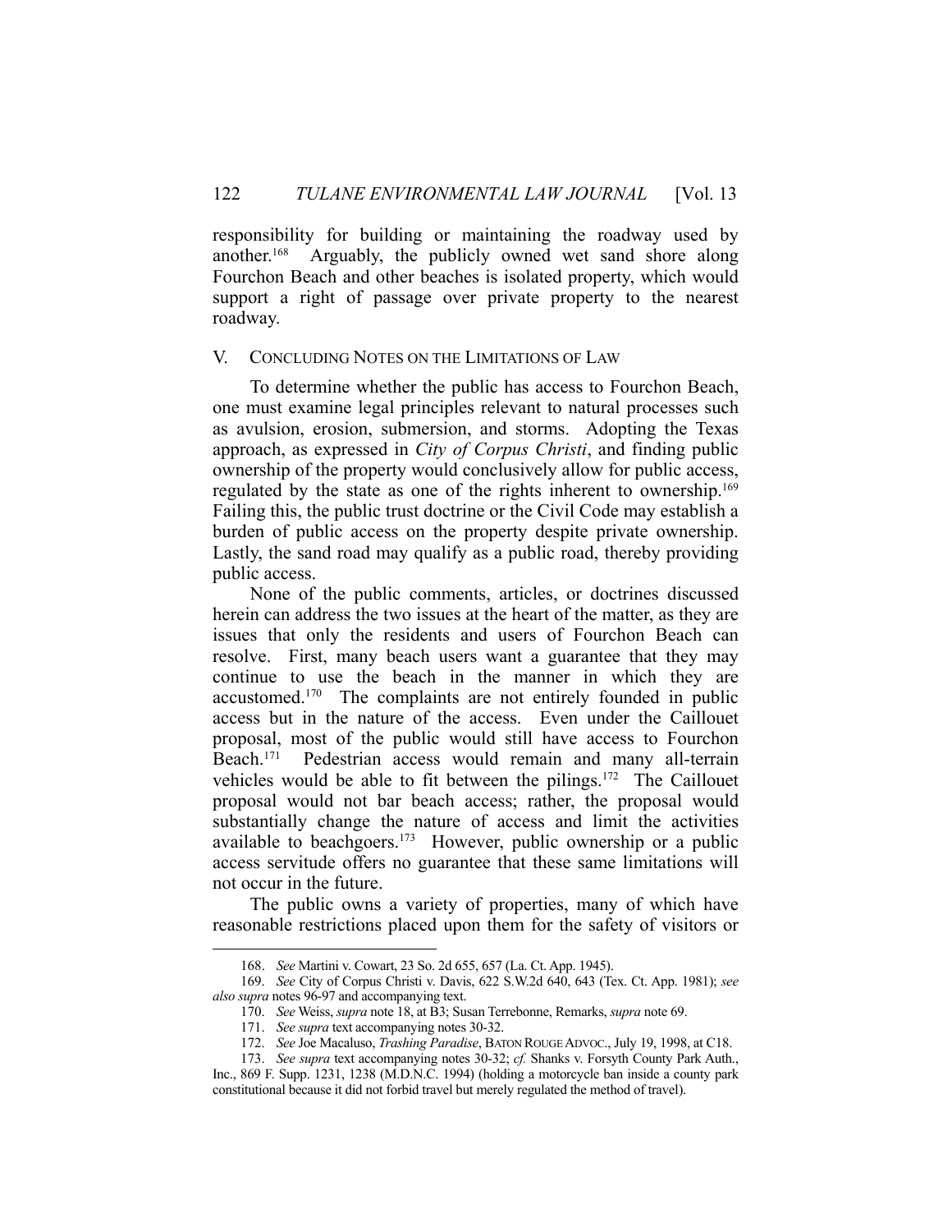responsibility for building or maintaining the roadway used by another.[168] Arguably, the publicly owned wet sand shore along Fourchon Beach and other beaches is isolated property, which would support a right of passage over private property to the nearest roadway.

## V. CONCLUDING NOTES ON THE LIMITATIONS OF LAW

To determine whether the public has access to Fourchon Beach, one must examine legal principles relevant to natural processes such as avulsion, erosion, submersion, and storms. Adopting the Texas approach, as expressed in *City of Corpus Christi*, and finding public ownership of the property would conclusively allow for public access, regulated by the state as one of the rights inherent to ownership.[169] Failing this, the public trust doctrine or the Civil Code may establish a burden of public access on the property despite private ownership. Lastly, the sand road may qualify as a public road, thereby providing public access.

None of the public comments, articles, or doctrines discussed herein can address the two issues at the heart of the matter, as they are issues that only the residents and users of Fourchon Beach can resolve. First, many beach users want a guarantee that they may continue to use the beach in the manner in which they are accustomed.[170] The complaints are not entirely founded in public access but in the nature of the access. Even under the Caillouet proposal, most of the public would still have access to Fourchon Beach.[171] Pedestrian access would remain and many all-terrain vehicles would be able to fit between the pilings.[172] The Caillouet proposal would not bar beach access; rather, the proposal would substantially change the nature of access and limit the activities available to beachgoers.[173] However, public ownership or a public access servitude offers no guarantee that these same limitations will not occur in the future.

The public owns a variety of properties, many of which have reasonable restrictions placed upon them for the safety of visitors or

---

168. *See* Martini v. Cowart, 23 So. 2d 655, 657 (La. Ct. App. 1945).

169. *See* City of Corpus Christi v. Davis, 622 S.W.2d 640, 643 (Tex. Ct. App. 1981); *see also supra* notes 96-97 and accompanying text.

170. *See* Weiss, *supra* note 18, at B3; Susan Terrebonne, Remarks, *supra* note 69.

171. *See supra* text accompanying notes 30-32.

172. *See* Joe Macaluso, *Trashing Paradise*, BATON ROUGE ADVOC., July 19, 1998, at C18.

173. *See supra* text accompanying notes 30-32; *cf.* Shanks v. Forsyth County Park Auth., Inc., 869 F. Supp. 1231, 1238 (M.D.N.C. 1994) (holding a motorcycle ban inside a county park constitutional because it did not forbid travel but merely regulated the method of travel).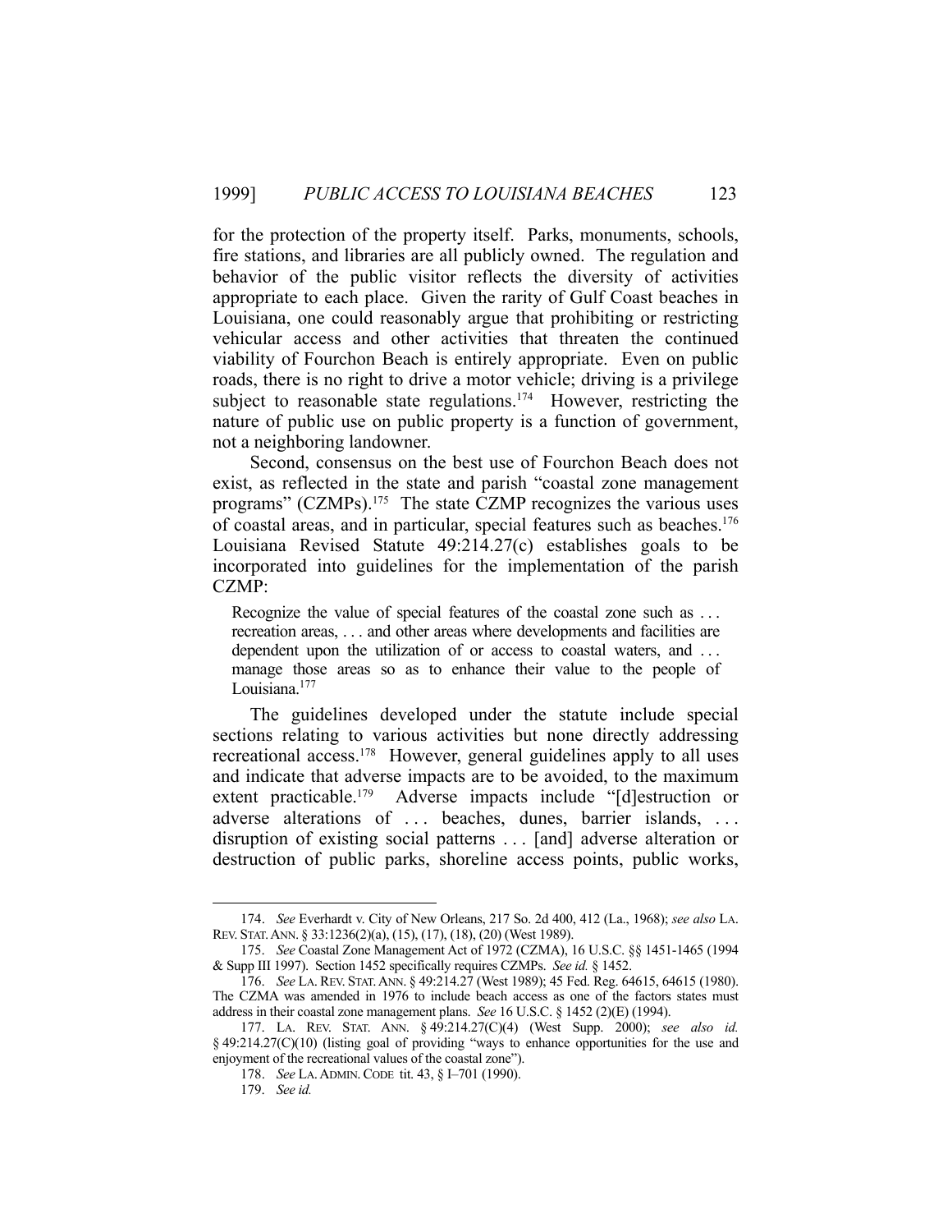for the protection of the property itself. Parks, monuments, schools, fire stations, and libraries are all publicly owned. The regulation and behavior of the public visitor reflects the diversity of activities appropriate to each place. Given the rarity of Gulf Coast beaches in Louisiana, one could reasonably argue that prohibiting or restricting vehicular access and other activities that threaten the continued viability of Fourchon Beach is entirely appropriate. Even on public roads, there is no right to drive a motor vehicle; driving is a privilege subject to reasonable state regulations.[174] However, restricting the nature of public use on public property is a function of government, not a neighboring landowner.

Second, consensus on the best use of Fourchon Beach does not exist, as reflected in the state and parish "coastal zone management programs" (CZMPs).[175] The state CZMP recognizes the various uses of coastal areas, and in particular, special features such as beaches.[176] Louisiana Revised Statute 49:214.27(c) establishes goals to be incorporated into guidelines for the implementation of the parish CZMP:

> Recognize the value of special features of the coastal zone such as . . . recreation areas, . . . and other areas where developments and facilities are dependent upon the utilization of or access to coastal waters, and . . . manage those areas so as to enhance their value to the people of Louisiana.[177]

The guidelines developed under the statute include special sections relating to various activities but none directly addressing recreational access.[178] However, general guidelines apply to all uses and indicate that adverse impacts are to be avoided, to the maximum extent practicable.[179] Adverse impacts include "[d]estruction or adverse alterations of . . . beaches, dunes, barrier islands, . . . disruption of existing social patterns . . . [and] adverse alteration or destruction of public parks, shoreline access points, public works,

---

174. *See* Everhardt v. City of New Orleans, 217 So. 2d 400, 412 (La., 1968); *see also* LA. REV. STAT. ANN. § 33:1236(2)(a), (15), (17), (18), (20) (West 1989).

175. *See* Coastal Zone Management Act of 1972 (CZMA), 16 U.S.C. §§ 1451-1465 (1994 & Supp III 1997). Section 1452 specifically requires CZMPs. *See id.* § 1452.

176. *See* LA. REV. STAT. ANN. § 49:214.27 (West 1989); 45 Fed. Reg. 64615, 64615 (1980). The CZMA was amended in 1976 to include beach access as one of the factors states must address in their coastal zone management plans. *See* 16 U.S.C. § 1452 (2)(E) (1994).

177. LA. REV. STAT. ANN. § 49:214.27(C)(4) (West Supp. 2000); *see also id.* § 49:214.27(C)(10) (listing goal of providing "ways to enhance opportunities for the use and enjoyment of the recreational values of the coastal zone").

178. *See* LA. ADMIN. CODE tit. 43, § I–701 (1990).

179. *See id.*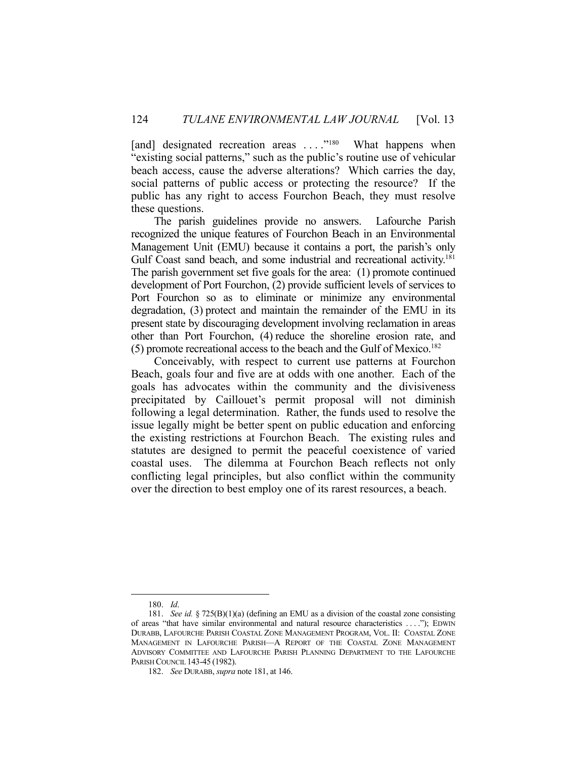[and] designated recreation areas . . . ."[180] What happens when "existing social patterns," such as the public's routine use of vehicular beach access, cause the adverse alterations? Which carries the day, social patterns of public access or protecting the resource? If the public has any right to access Fourchon Beach, they must resolve these questions.

The parish guidelines provide no answers. Lafourche Parish recognized the unique features of Fourchon Beach in an Environmental Management Unit (EMU) because it contains a port, the parish's only Gulf Coast sand beach, and some industrial and recreational activity.[181] The parish government set five goals for the area: (1) promote continued development of Port Fourchon, (2) provide sufficient levels of services to Port Fourchon so as to eliminate or minimize any environmental degradation, (3) protect and maintain the remainder of the EMU in its present state by discouraging development involving reclamation in areas other than Port Fourchon, (4) reduce the shoreline erosion rate, and (5) promote recreational access to the beach and the Gulf of Mexico.[182]

Conceivably, with respect to current use patterns at Fourchon Beach, goals four and five are at odds with one another. Each of the goals has advocates within the community and the divisiveness precipitated by Caillouet's permit proposal will not diminish following a legal determination. Rather, the funds used to resolve the issue legally might be better spent on public education and enforcing the existing restrictions at Fourchon Beach. The existing rules and statutes are designed to permit the peaceful coexistence of varied coastal uses. The dilemma at Fourchon Beach reflects not only conflicting legal principles, but also conflict within the community over the direction to best employ one of its rarest resources, a beach.

---

180. *Id*.

181. *See id.* § 725(B)(1)(a) (defining an EMU as a division of the coastal zone consisting of areas "that have similar environmental and natural resource characteristics . . . ."); EDWIN DURABB, LAFOURCHE PARISH COASTAL ZONE MANAGEMENT PROGRAM, VOL. II: COASTAL ZONE MANAGEMENT IN LAFOURCHE PARISH—A REPORT OF THE COASTAL ZONE MANAGEMENT ADVISORY COMMITTEE AND LAFOURCHE PARISH PLANNING DEPARTMENT TO THE LAFOURCHE PARISH COUNCIL 143-45 (1982).

182. *See* DURABB, *supra* note 181, at 146.